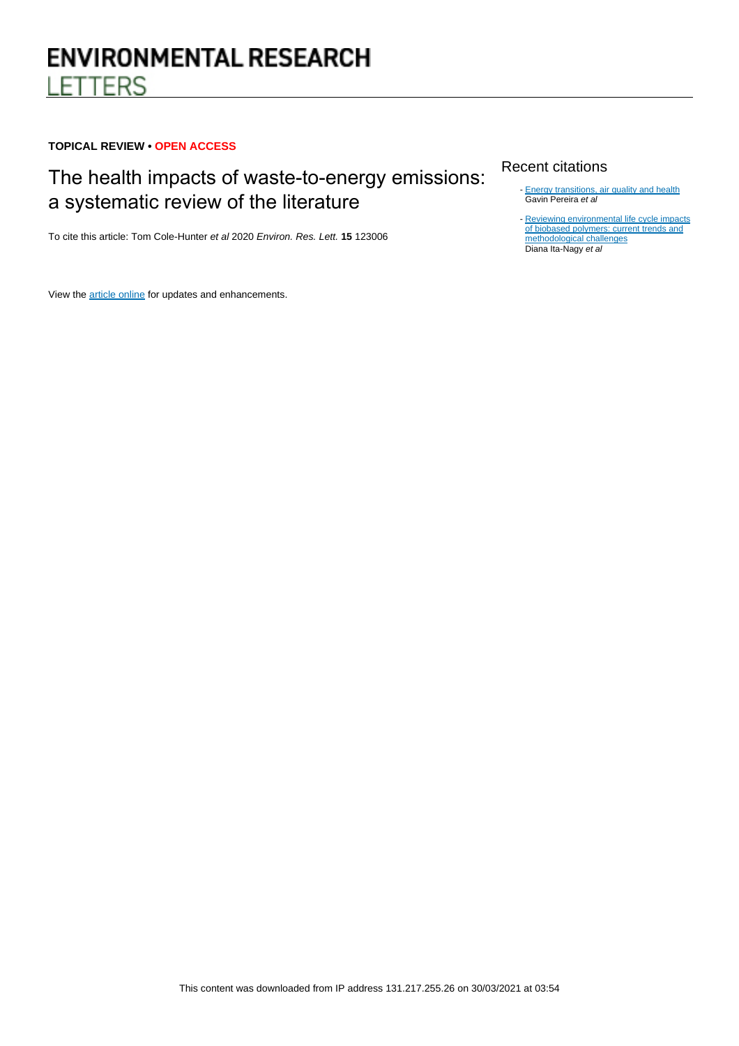# ENVIRONMENTAL RESEARCH LETTERS

**TOPICAL REVIEW • OPEN ACCESS**

## The health impacts of waste-to-energy emissions: a systematic review of the literature

To cite this article: Tom Cole-Hunter *et al* 2020 *Environ. Res. Lett.* **15** 123006

View the article online for updates and enhancements.

### Recent citations

- Energy transitions, air quality and health
  Gavin Pereira *et al*

- Reviewing environmental life cycle impacts of biobased polymers: current trends and methodological challenges
  Diana Ita-Nagy *et al*

This content was downloaded from IP address 131.217.255.26 on 30/03/2021 at 03:54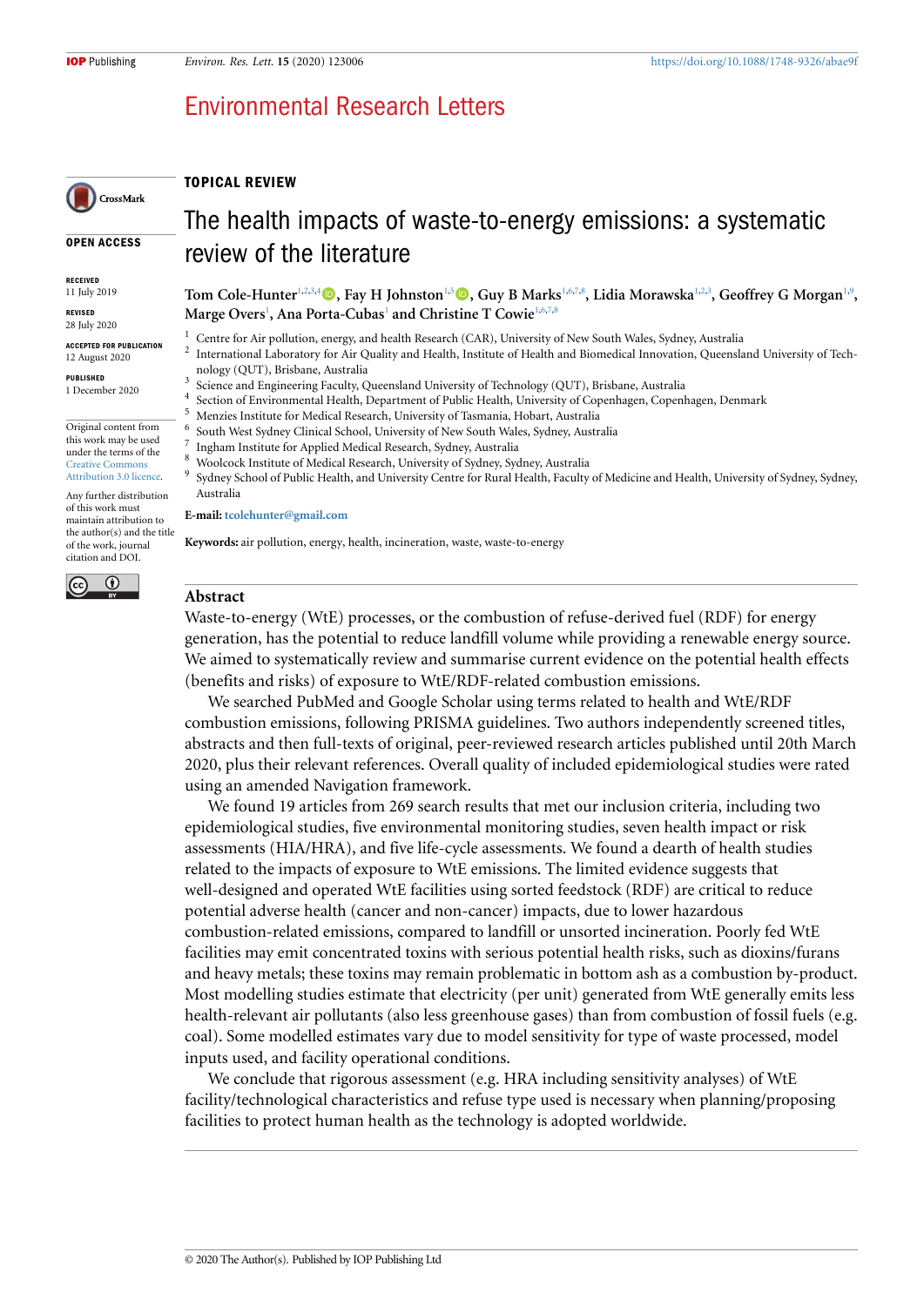**TOPICAL REVIEW**

**OPEN ACCESS**

**RECEIVED**
11 July 2019

**REVISED**
28 July 2020

**ACCEPTED FOR PUBLICATION**
12 August 2020

**PUBLISHED**
1 December 2020

Original content from this work may be used under the terms of the Creative Commons Attribution 3.0 licence.

Any further distribution of this work must maintain attribution to the author(s) and the title of the work, journal citation and DOI.

# The health impacts of waste-to-energy emissions: a systematic review of the literature

**Tom Cole-Hunter**[1,2,3,4], **Fay H Johnston**[1,5], **Guy B Marks**[1,6,7,8], **Lidia Morawska**[1,2,3], **Geoffrey G Morgan**[1,9], **Marge Overs**[1], **Ana Porta-Cubas**[1] **and Christine T Cowie**[1,6,7,8]

[1] Centre for Air pollution, energy, and health Research (CAR), University of New South Wales, Sydney, Australia
[2] International Laboratory for Air Quality and Health, Institute of Health and Biomedical Innovation, Queensland University of Technology (QUT), Brisbane, Australia
[3] Science and Engineering Faculty, Queensland University of Technology (QUT), Brisbane, Australia
[4] Section of Environmental Health, Department of Public Health, University of Copenhagen, Copenhagen, Denmark
[5] Menzies Institute for Medical Research, University of Tasmania, Hobart, Australia
[6] South West Sydney Clinical School, University of New South Wales, Sydney, Australia
[7] Ingham Institute for Applied Medical Research, Sydney, Australia
[8] Woolcock Institute of Medical Research, University of Sydney, Sydney, Australia
[9] Sydney School of Public Health, and University Centre for Rural Health, Faculty of Medicine and Health, University of Sydney, Sydney, Australia

**E-mail:** tcolehunter@gmail.com

**Keywords:** air pollution, energy, health, incineration, waste, waste-to-energy

## Abstract

Waste-to-energy (WtE) processes, or the combustion of refuse-derived fuel (RDF) for energy generation, has the potential to reduce landfill volume while providing a renewable energy source. We aimed to systematically review and summarise current evidence on the potential health effects (benefits and risks) of exposure to WtE/RDF-related combustion emissions.

We searched PubMed and Google Scholar using terms related to health and WtE/RDF combustion emissions, following PRISMA guidelines. Two authors independently screened titles, abstracts and then full-texts of original, peer-reviewed research articles published until 20th March 2020, plus their relevant references. Overall quality of included epidemiological studies were rated using an amended Navigation framework.

We found 19 articles from 269 search results that met our inclusion criteria, including two epidemiological studies, five environmental monitoring studies, seven health impact or risk assessments (HIA/HRA), and five life-cycle assessments. We found a dearth of health studies related to the impacts of exposure to WtE emissions. The limited evidence suggests that well-designed and operated WtE facilities using sorted feedstock (RDF) are critical to reduce potential adverse health (cancer and non-cancer) impacts, due to lower hazardous combustion-related emissions, compared to landfill or unsorted incineration. Poorly fed WtE facilities may emit concentrated toxins with serious potential health risks, such as dioxins/furans and heavy metals; these toxins may remain problematic in bottom ash as a combustion by-product. Most modelling studies estimate that electricity (per unit) generated from WtE generally emits less health-relevant air pollutants (also less greenhouse gases) than from combustion of fossil fuels (e.g. coal). Some modelled estimates vary due to model sensitivity for type of waste processed, model inputs used, and facility operational conditions.

We conclude that rigorous assessment (e.g. HRA including sensitivity analyses) of WtE facility/technological characteristics and refuse type used is necessary when planning/proposing facilities to protect human health as the technology is adopted worldwide.

© 2020 The Author(s). Published by IOP Publishing Ltd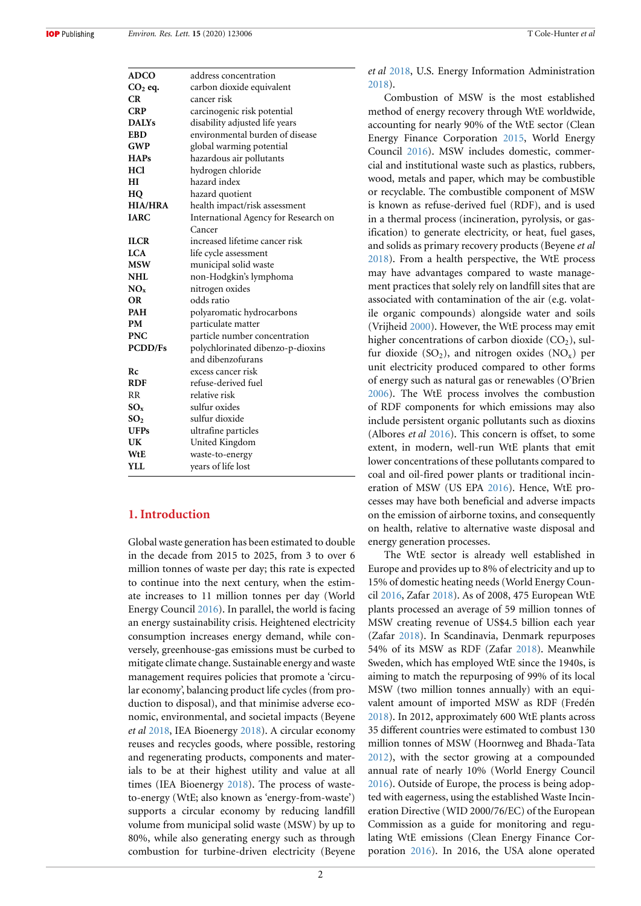| | |
|---|---|
| **ADCO** | address concentration |
| **$CO_2$ eq.** | carbon dioxide equivalent |
| **CR** | cancer risk |
| **CRP** | carcinogenic risk potential |
| **DALYs** | disability adjusted life years |
| **EBD** | environmental burden of disease |
| **GWP** | global warming potential |
| **HAPs** | hazardous air pollutants |
| **HCl** | hydrogen chloride |
| **HI** | hazard index |
| **HQ** | hazard quotient |
| **HIA/HRA** | health impact/risk assessment |
| **IARC** | International Agency for Research on Cancer |
| **ILCR** | increased lifetime cancer risk |
| **LCA** | life cycle assessment |
| **MSW** | municipal solid waste |
| **NHL** | non-Hodgkin's lymphoma |
| **$NO_x$** | nitrogen oxides |
| **OR** | odds ratio |
| **PAH** | polyaromatic hydrocarbons |
| **PM** | particulate matter |
| **PNC** | particle number concentration |
| **PCDD/Fs** | polychlorinated dibenzo-p-dioxins and dibenzofurans |
| **Rc** | excess cancer risk |
| **RDF** | refuse-derived fuel |
| RR | relative risk |
| **$SO_x$** | sulfur oxides |
| **$SO_2$** | sulfur dioxide |
| **UFPs** | ultrafine particles |
| **UK** | United Kingdom |
| **WtE** | waste-to-energy |
| **YLL** | years of life lost |

## 1. Introduction

Global waste generation has been estimated to double in the decade from 2015 to 2025, from 3 to over 6 million tonnes of waste per day; this rate is expected to continue into the next century, when the estimate increases to 11 million tonnes per day (World Energy Council 2016). In parallel, the world is facing an energy sustainability crisis. Heightened electricity consumption increases energy demand, while conversely, greenhouse-gas emissions must be curbed to mitigate climate change. Sustainable energy and waste management requires policies that promote a 'circular economy', balancing product life cycles (from production to disposal), and that minimise adverse economic, environmental, and societal impacts (Beyene *et al* 2018, IEA Bioenergy 2018). A circular economy reuses and recycles goods, where possible, restoring and regenerating products, components and materials to be at their highest utility and value at all times (IEA Bioenergy 2018). The process of waste-to-energy (WtE; also known as 'energy-from-waste') supports a circular economy by reducing landfill volume from municipal solid waste (MSW) by up to 80%, while also generating energy such as through combustion for turbine-driven electricity (Beyene *et al* 2018, U.S. Energy Information Administration 2018).

Combustion of MSW is the most established method of energy recovery through WtE worldwide, accounting for nearly 90% of the WtE sector (Clean Energy Finance Corporation 2015, World Energy Council 2016). MSW includes domestic, commercial and institutional waste such as plastics, rubbers, wood, metals and paper, which may be combustible or recyclable. The combustible component of MSW is known as refuse-derived fuel (RDF), and is used in a thermal process (incineration, pyrolysis, or gasification) to generate electricity, or heat, fuel gases, and solids as primary recovery products (Beyene *et al* 2018). From a health perspective, the WtE process may have advantages compared to waste management practices that solely rely on landfill sites that are associated with contamination of the air (e.g. volatile organic compounds) alongside water and soils (Vrijheid 2000). However, the WtE process may emit higher concentrations of carbon dioxide ($CO_2$), sulfur dioxide ($SO_2$), and nitrogen oxides ($NO_x$) per unit electricity produced compared to other forms of energy such as natural gas or renewables (O'Brien 2006). The WtE process involves the combustion of RDF components for which emissions may also include persistent organic pollutants such as dioxins (Albores *et al* 2016). This concern is offset, to some extent, in modern, well-run WtE plants that emit lower concentrations of these pollutants compared to coal and oil-fired power plants or traditional incineration of MSW (US EPA 2016). Hence, WtE processes may have both beneficial and adverse impacts on the emission of airborne toxins, and consequently on health, relative to alternative waste disposal and energy generation processes.

The WtE sector is already well established in Europe and provides up to 8% of electricity and up to 15% of domestic heating needs (World Energy Council 2016, Zafar 2018). As of 2008, 475 European WtE plants processed an average of 59 million tonnes of MSW creating revenue of US$4.5 billion each year (Zafar 2018). In Scandinavia, Denmark repurposes 54% of its MSW as RDF (Zafar 2018). Meanwhile Sweden, which has employed WtE since the 1940s, is aiming to match the repurposing of 99% of its local MSW (two million tonnes annually) with an equivalent amount of imported MSW as RDF (Fredén 2018). In 2012, approximately 600 WtE plants across 35 different countries were estimated to combust 130 million tonnes of MSW (Hoornweg and Bhada-Tata 2012), with the sector growing at a compounded annual rate of nearly 10% (World Energy Council 2016). Outside of Europe, the process is being adopted with eagerness, using the established Waste Incineration Directive (WID 2000/76/EC) of the European Commission as a guide for monitoring and regulating WtE emissions (Clean Energy Finance Corporation 2016). In 2016, the USA alone operated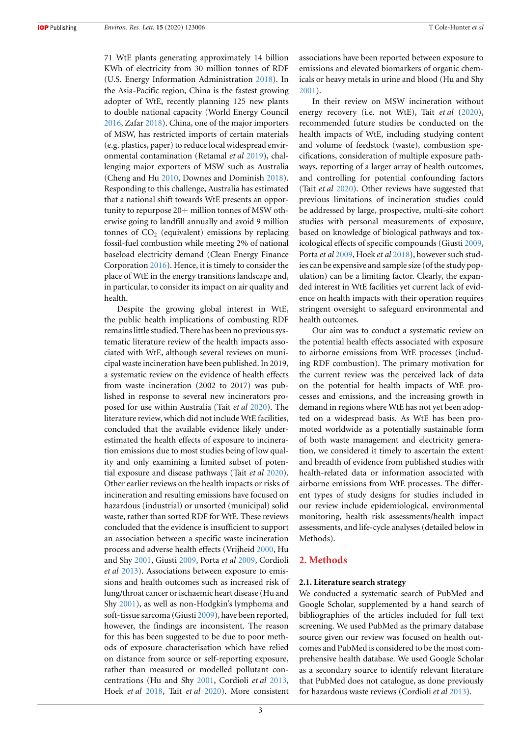71 WtE plants generating approximately 14 billion KWh of electricity from 30 million tonnes of RDF (U.S. Energy Information Administration 2018). In the Asia-Pacific region, China is the fastest growing adopter of WtE, recently planning 125 new plants to double national capacity (World Energy Council 2016, Zafar 2018). China, one of the major importers of MSW, has restricted imports of certain materials (e.g. plastics, paper) to reduce local widespread environmental contamination (Retamal *et al* 2019), challenging major exporters of MSW such as Australia (Cheng and Hu 2010, Downes and Dominish 2018). Responding to this challenge, Australia has estimated that a national shift towards WtE presents an opportunity to repurpose 20+ million tonnes of MSW otherwise going to landfill annually and avoid 9 million tonnes of $CO_2$ (equivalent) emissions by replacing fossil-fuel combustion while meeting 2% of national baseload electricity demand (Clean Energy Finance Corporation 2016). Hence, it is timely to consider the place of WtE in the energy transitions landscape and, in particular, to consider its impact on air quality and health.

Despite the growing global interest in WtE, the public health implications of combusting RDF remains little studied. There has been no previous systematic literature review of the health impacts associated with WtE, although several reviews on municipal waste incineration have been published. In 2019, a systematic review on the evidence of health effects from waste incineration (2002 to 2017) was published in response to several new incinerators proposed for use within Australia (Tait *et al* 2020). The literature review, which did not include WtE facilities, concluded that the available evidence likely underestimated the health effects of exposure to incineration emissions due to most studies being of low quality and only examining a limited subset of potential exposure and disease pathways (Tait *et al* 2020). Other earlier reviews on the health impacts or risks of incineration and resulting emissions have focused on hazardous (industrial) or unsorted (municipal) solid waste, rather than sorted RDF for WtE. These reviews concluded that the evidence is insufficient to support an association between a specific waste incineration process and adverse health effects (Vrijheid 2000, Hu and Shy 2001, Giusti 2009, Porta *et al* 2009, Cordioli *et al* 2013). Associations between exposure to emissions and health outcomes such as increased risk of lung/throat cancer or ischaemic heart disease (Hu and Shy 2001), as well as non-Hodgkin's lymphoma and soft-tissue sarcoma (Giusti 2009), have been reported, however, the findings are inconsistent. The reason for this has been suggested to be due to poor methods of exposure characterisation which have relied on distance from source or self-reporting exposure, rather than measured or modelled pollutant concentrations (Hu and Shy 2001, Cordioli *et al* 2013, Hoek *et al* 2018, Tait *et al* 2020). More consistent associations have been reported between exposure to emissions and elevated biomarkers of organic chemicals or heavy metals in urine and blood (Hu and Shy 2001).

In their review on MSW incineration without energy recovery (i.e. not WtE), Tait *et al* (2020), recommended future studies be conducted on the health impacts of WtE, including studying content and volume of feedstock (waste), combustion specifications, consideration of multiple exposure pathways, reporting of a larger array of health outcomes, and controlling for potential confounding factors (Tait *et al* 2020). Other reviews have suggested that previous limitations of incineration studies could be addressed by large, prospective, multi-site cohort studies with personal measurements of exposure, based on knowledge of biological pathways and toxicological effects of specific compounds (Giusti 2009, Porta *et al* 2009, Hoek *et al* 2018), however such studies can be expensive and sample size (of the study population) can be a limiting factor. Clearly, the expanded interest in WtE facilities yet current lack of evidence on health impacts with their operation requires stringent oversight to safeguard environmental and health outcomes.

Our aim was to conduct a systematic review on the potential health effects associated with exposure to airborne emissions from WtE processes (including RDF combustion). The primary motivation for the current review was the perceived lack of data on the potential for health impacts of WtE processes and emissions, and the increasing growth in demand in regions where WtE has not yet been adopted on a widespread basis. As WtE has been promoted worldwide as a potentially sustainable form of both waste management and electricity generation, we considered it timely to ascertain the extent and breadth of evidence from published studies with health-related data or information associated with airborne emissions from WtE processes. The different types of study designs for studies included in our review include epidemiological, environmental monitoring, health risk assessments/health impact assessments, and life-cycle analyses (detailed below in Methods).

## 2. Methods

### 2.1. Literature search strategy

We conducted a systematic search of PubMed and Google Scholar, supplemented by a hand search of bibliographies of the articles included for full text screening. We used PubMed as the primary database source given our review was focused on health outcomes and PubMed is considered to be the most comprehensive health database. We used Google Scholar as a secondary source to identify relevant literature that PubMed does not catalogue, as done previously for hazardous waste reviews (Cordioli *et al* 2013).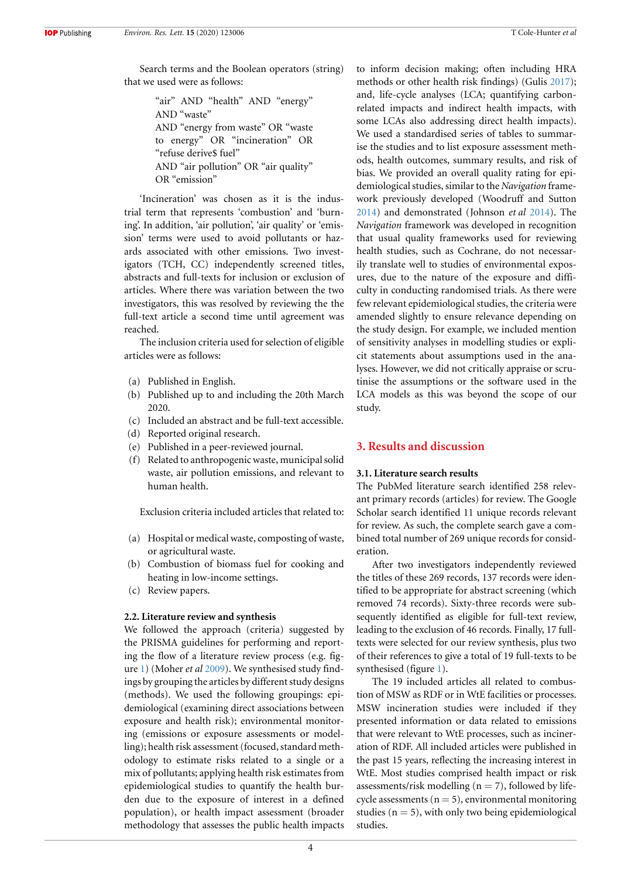Search terms and the Boolean operators (string) that we used were as follows:

> "air" AND "health" AND "energy" AND "waste"
> AND "energy from waste" OR "waste to energy" OR "incineration" OR "refuse derive$ fuel"
> AND "air pollution" OR "air quality" OR "emission"

'Incineration' was chosen as it is the industrial term that represents 'combustion' and 'burning'. In addition, 'air pollution', 'air quality' or 'emission' terms were used to avoid pollutants or hazards associated with other emissions. Two investigators (TCH, CC) independently screened titles, abstracts and full-texts for inclusion or exclusion of articles. Where there was variation between the two investigators, this was resolved by reviewing the the full-text article a second time until agreement was reached.

The inclusion criteria used for selection of eligible articles were as follows:

(a) Published in English.
(b) Published up to and including the 20th March 2020.
(c) Included an abstract and be full-text accessible.
(d) Reported original research.
(e) Published in a peer-reviewed journal.
(f) Related to anthropogenic waste, municipal solid waste, air pollution emissions, and relevant to human health.

Exclusion criteria included articles that related to:

(a) Hospital or medical waste, composting of waste, or agricultural waste.
(b) Combustion of biomass fuel for cooking and heating in low-income settings.
(c) Review papers.

### 2.2. Literature review and synthesis

We followed the approach (criteria) suggested by the PRISMA guidelines for performing and reporting the flow of a literature review process (e.g. figure 1) (Moher *et al* 2009). We synthesised study findings by grouping the articles by different study designs (methods). We used the following groupings: epidemiological (examining direct associations between exposure and health risk); environmental monitoring (emissions or exposure assessments or modelling); health risk assessment (focused, standard methodology to estimate risks related to a single or a mix of pollutants; applying health risk estimates from epidemiological studies to quantify the health burden due to the exposure of interest in a defined population), or health impact assessment (broader methodology that assesses the public health impacts to inform decision making; often including HRA methods or other health risk findings) (Gulis 2017); and, life-cycle analyses (LCA; quantifying carbon-related impacts and indirect health impacts, with some LCAs also addressing direct health impacts). We used a standardised series of tables to summarise the studies and to list exposure assessment methods, health outcomes, summary results, and risk of bias. We provided an overall quality rating for epidemiological studies, similar to the *Navigation* framework previously developed (Woodruff and Sutton 2014) and demonstrated (Johnson *et al* 2014). The *Navigation* framework was developed in recognition that usual quality frameworks used for reviewing health studies, such as Cochrane, do not necessarily translate well to studies of environmental exposures, due to the nature of the exposure and difficulty in conducting randomised trials. As there were few relevant epidemiological studies, the criteria were amended slightly to ensure relevance depending on the study design. For example, we included mention of sensitivity analyses in modelling studies or explicit statements about assumptions used in the analyses. However, we did not critically appraise or scrutinise the assumptions or the software used in the LCA models as this was beyond the scope of our study.

## 3. Results and discussion

### 3.1. Literature search results

The PubMed literature search identified 258 relevant primary records (articles) for review. The Google Scholar search identified 11 unique records relevant for review. As such, the complete search gave a combined total number of 269 unique records for consideration.

After two investigators independently reviewed the titles of these 269 records, 137 records were identified to be appropriate for abstract screening (which removed 74 records). Sixty-three records were subsequently identified as eligible for full-text review, leading to the exclusion of 46 records. Finally, 17 full-texts were selected for our review synthesis, plus two of their references to give a total of 19 full-texts to be synthesised (figure 1).

The 19 included articles all related to combustion of MSW as RDF or in WtE facilities or processes. MSW incineration studies were included if they presented information or data related to emissions that were relevant to WtE processes, such as incineration of RDF. All included articles were published in the past 15 years, reflecting the increasing interest in WtE. Most studies comprised health impact or risk assessments/risk modelling (n = 7), followed by life-cycle assessments (n = 5), environmental monitoring studies (n = 5), with only two being epidemiological studies.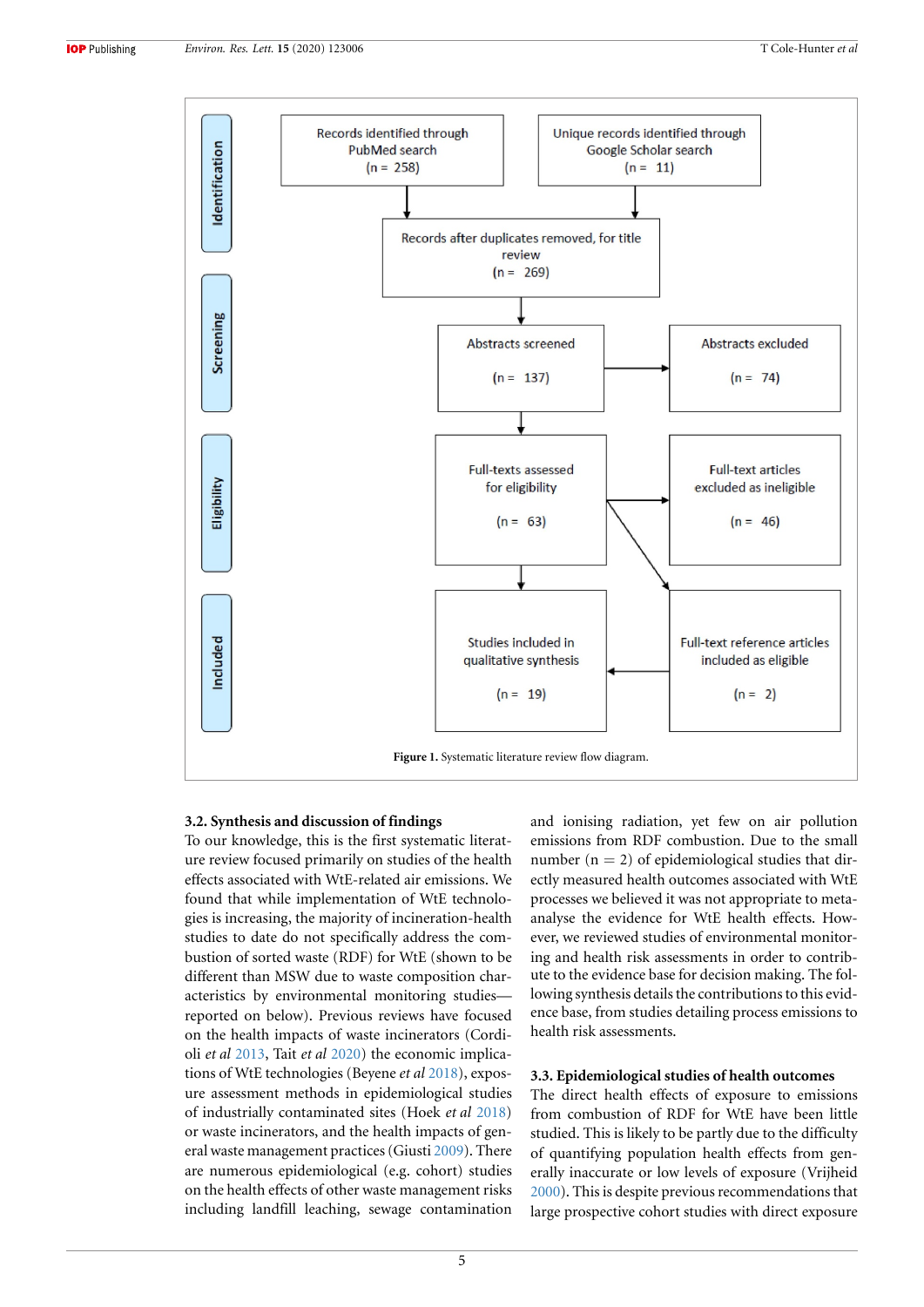Identification

Records identified through PubMed search (n = 258)

Unique records identified through Google Scholar search (n = 11)

Records after duplicates removed, for title review (n = 269)

Screening

Abstracts screened (n = 137)

Abstracts excluded (n = 74)

Eligibility

Full-texts assessed for eligibility (n = 63)

Full-text articles excluded as ineligible (n = 46)

Included

Studies included in qualitative synthesis (n = 19)

Full-text reference articles included as eligible (n = 2)

**Figure 1.** Systematic literature review flow diagram.

### 3.2. Synthesis and discussion of findings

To our knowledge, this is the first systematic literature review focused primarily on studies of the health effects associated with WtE-related air emissions. We found that while implementation of WtE technologies is increasing, the majority of incineration-health studies to date do not specifically address the combustion of sorted waste (RDF) for WtE (shown to be different than MSW due to waste composition characteristics by environmental monitoring studies—reported on below). Previous reviews have focused on the health impacts of waste incinerators (Cordioli *et al* 2013, Tait *et al* 2020) the economic implications of WtE technologies (Beyene *et al* 2018), exposure assessment methods in epidemiological studies of industrially contaminated sites (Hoek *et al* 2018) or waste incinerators, and the health impacts of general waste management practices (Giusti 2009). There are numerous epidemiological (e.g. cohort) studies on the health effects of other waste management risks including landfill leaching, sewage contamination and ionising radiation, yet few on air pollution emissions from RDF combustion. Due to the small number (n = 2) of epidemiological studies that directly measured health outcomes associated with WtE processes we believed it was not appropriate to meta-analyse the evidence for WtE health effects. However, we reviewed studies of environmental monitoring and health risk assessments in order to contribute to the evidence base for decision making. The following synthesis details the contributions to this evidence base, from studies detailing process emissions to health risk assessments.

### 3.3. Epidemiological studies of health outcomes

The direct health effects of exposure to emissions from combustion of RDF for WtE have been little studied. This is likely to be partly due to the difficulty of quantifying population health effects from generally inaccurate or low levels of exposure (Vrijheid 2000). This is despite previous recommendations that large prospective cohort studies with direct exposure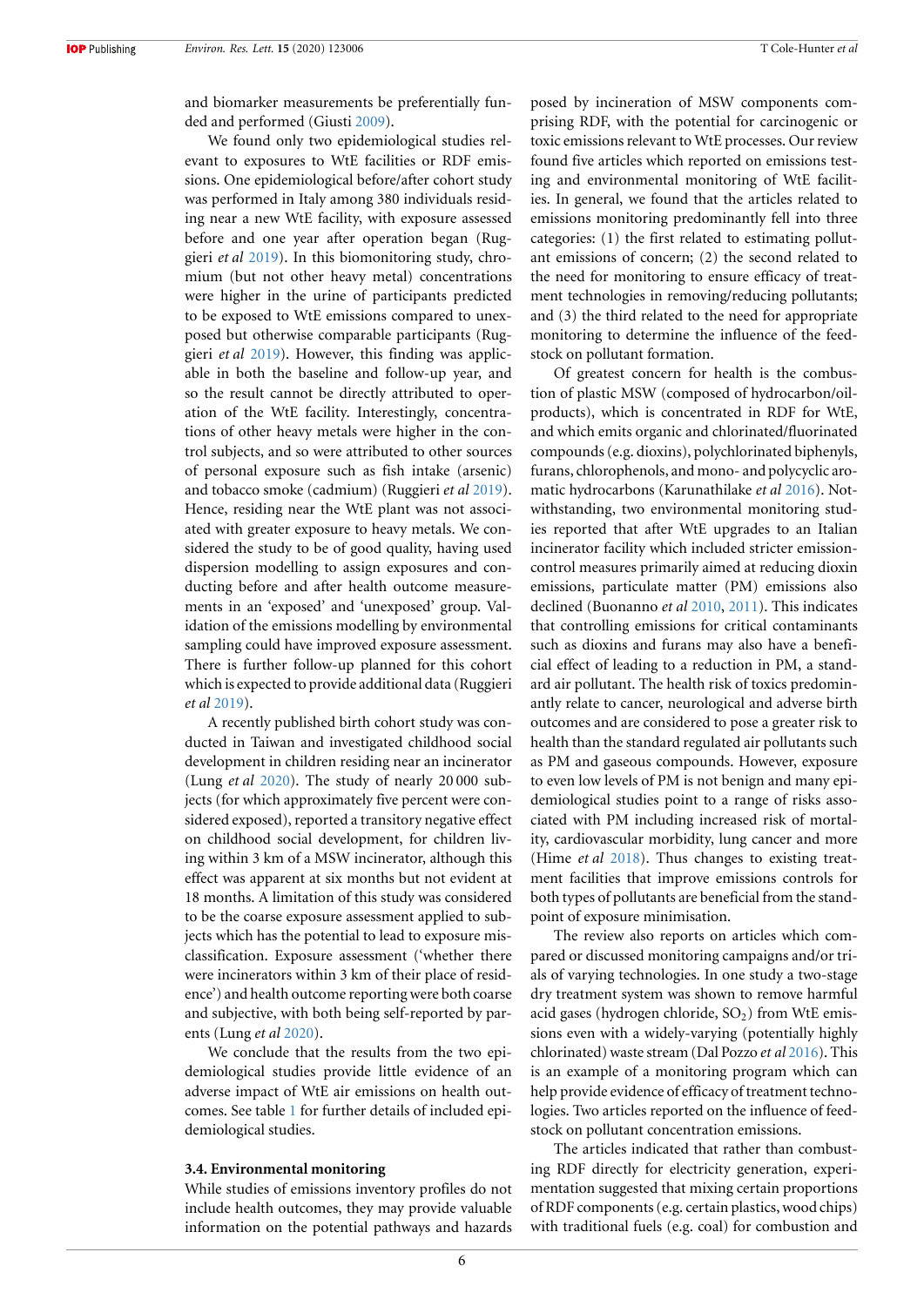and biomarker measurements be preferentially funded and performed (Giusti 2009).

We found only two epidemiological studies relevant to exposures to WtE facilities or RDF emissions. One epidemiological before/after cohort study was performed in Italy among 380 individuals residing near a new WtE facility, with exposure assessed before and one year after operation began (Ruggieri *et al* 2019). In this biomonitoring study, chromium (but not other heavy metal) concentrations were higher in the urine of participants predicted to be exposed to WtE emissions compared to unexposed but otherwise comparable participants (Ruggieri *et al* 2019). However, this finding was applicable in both the baseline and follow-up year, and so the result cannot be directly attributed to operation of the WtE facility. Interestingly, concentrations of other heavy metals were higher in the control subjects, and so were attributed to other sources of personal exposure such as fish intake (arsenic) and tobacco smoke (cadmium) (Ruggieri *et al* 2019). Hence, residing near the WtE plant was not associated with greater exposure to heavy metals. We considered the study to be of good quality, having used dispersion modelling to assign exposures and conducting before and after health outcome measurements in an 'exposed' and 'unexposed' group. Validation of the emissions modelling by environmental sampling could have improved exposure assessment. There is further follow-up planned for this cohort which is expected to provide additional data (Ruggieri *et al* 2019).

A recently published birth cohort study was conducted in Taiwan and investigated childhood social development in children residing near an incinerator (Lung *et al* 2020). The study of nearly 20 000 subjects (for which approximately five percent were considered exposed), reported a transitory negative effect on childhood social development, for children living within 3 km of a MSW incinerator, although this effect was apparent at six months but not evident at 18 months. A limitation of this study was considered to be the coarse exposure assessment applied to subjects which has the potential to lead to exposure misclassification. Exposure assessment ('whether there were incinerators within 3 km of their place of residence') and health outcome reporting were both coarse and subjective, with both being self-reported by parents (Lung *et al* 2020).

We conclude that the results from the two epidemiological studies provide little evidence of an adverse impact of WtE air emissions on health outcomes. See table 1 for further details of included epidemiological studies.

### 3.4. Environmental monitoring

While studies of emissions inventory profiles do not include health outcomes, they may provide valuable information on the potential pathways and hazards posed by incineration of MSW components comprising RDF, with the potential for carcinogenic or toxic emissions relevant to WtE processes. Our review found five articles which reported on emissions testing and environmental monitoring of WtE facilities. In general, we found that the articles related to emissions monitoring predominantly fell into three categories: (1) the first related to estimating pollutant emissions of concern; (2) the second related to the need for monitoring to ensure efficacy of treatment technologies in removing/reducing pollutants; and (3) the third related to the need for appropriate monitoring to determine the influence of the feedstock on pollutant formation.

Of greatest concern for health is the combustion of plastic MSW (composed of hydrocarbon/oil-products), which is concentrated in RDF for WtE, and which emits organic and chlorinated/fluorinated compounds (e.g. dioxins), polychlorinated biphenyls, furans, chlorophenols, and mono- and polycyclic aromatic hydrocarbons (Karunathilake *et al* 2016). Notwithstanding, two environmental monitoring studies reported that after WtE upgrades to an Italian incinerator facility which included stricter emission-control measures primarily aimed at reducing dioxin emissions, particulate matter (PM) emissions also declined (Buonanno *et al* 2010, 2011). This indicates that controlling emissions for critical contaminants such as dioxins and furans may also have a beneficial effect of leading to a reduction in PM, a standard air pollutant. The health risk of toxics predominantly relate to cancer, neurological and adverse birth outcomes and are considered to pose a greater risk to health than the standard regulated air pollutants such as PM and gaseous compounds. However, exposure to even low levels of PM is not benign and many epidemiological studies point to a range of risks associated with PM including increased risk of mortality, cardiovascular morbidity, lung cancer and more (Hime *et al* 2018). Thus changes to existing treatment facilities that improve emissions controls for both types of pollutants are beneficial from the standpoint of exposure minimisation.

The review also reports on articles which compared or discussed monitoring campaigns and/or trials of varying technologies. In one study a two-stage dry treatment system was shown to remove harmful acid gases (hydrogen chloride, $SO_2$) from WtE emissions even with a widely-varying (potentially highly chlorinated) waste stream (Dal Pozzo *et al* 2016). This is an example of a monitoring program which can help provide evidence of efficacy of treatment technologies. Two articles reported on the influence of feedstock on pollutant concentration emissions.

The articles indicated that rather than combusting RDF directly for electricity generation, experimentation suggested that mixing certain proportions of RDF components (e.g. certain plastics, wood chips) with traditional fuels (e.g. coal) for combustion and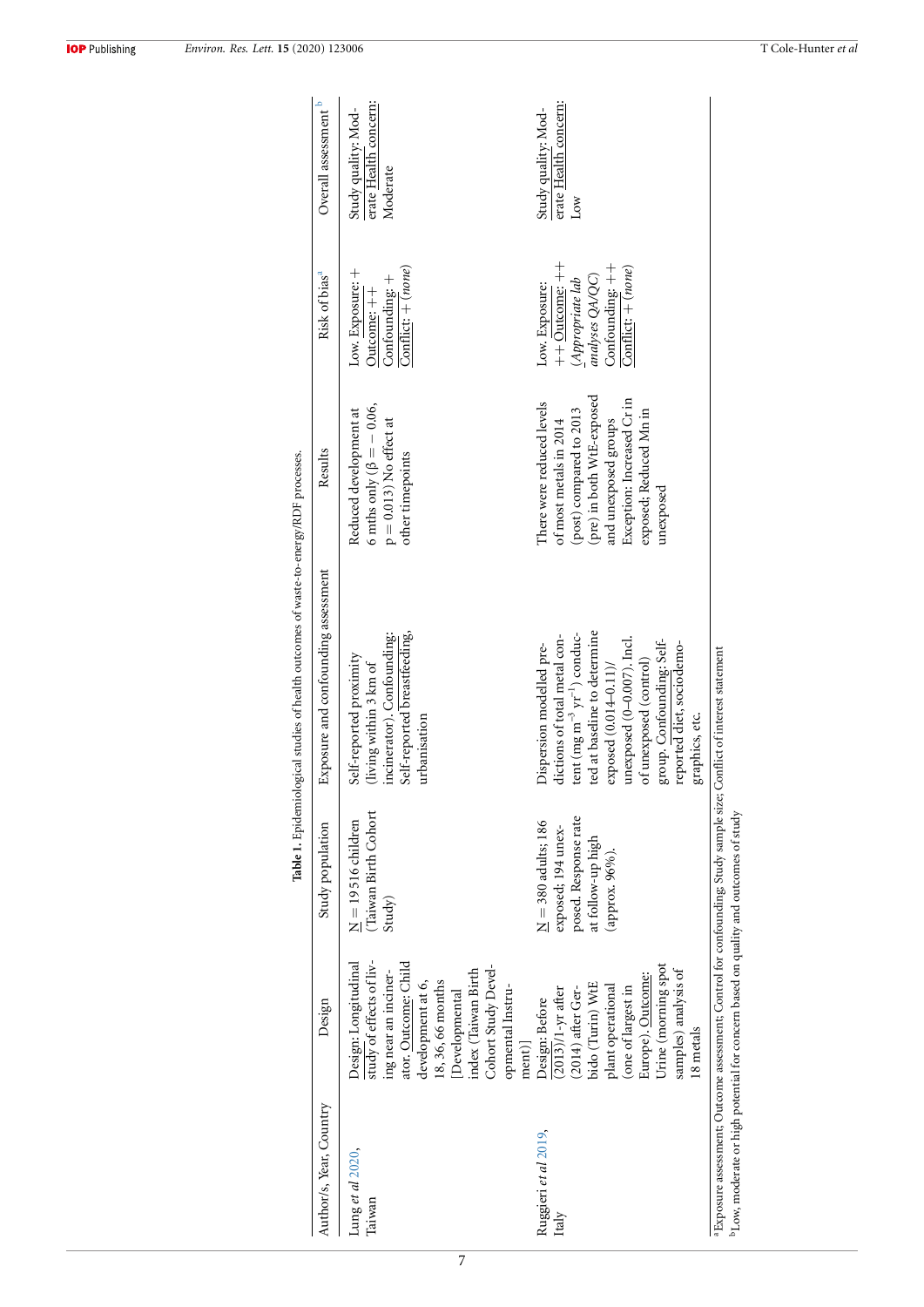**Table 1.** Epidemiological studies of health outcomes of waste-to-energy/RDF processes.

| Author/s, Year, Country | Design | Study population | Exposure and confounding assessment | Results | Risk of bias[a] | Overall assessment[b] |
|---|---|---|---|---|---|---|
| Lung *et al* 2020, Taiwan | Design: Longitudinal study of effects of living near an incinerator. Outcome: Child development at 6, 18, 36, 66 months [Developmental index (Taiwan Birth Cohort Study Developmental Instrument)] | N = 19 516 children (Taiwan Birth Cohort Study) | Self-reported proximity (living within 3 km of incinerator). Confounding: Self-reported breastfeeding, urbanisation | Reduced development at 6 mths only ($\beta = -0.06$, $p = 0.013$) No effect at other timepoints | Low. Exposure: + Outcome: ++ Confounding: + Conflict: + (*none*) | Study quality: Moderate Health concern: Moderate |
| Ruggieri *et al* 2019, Italy | Design: Before (2013)/1-yr after (2014) after Gerbido (Turin) WtE plant operational (one of largest in Europe). Outcome: Urine (morning spot samples) analysis of 18 metals | N = 380 adults; 186 exposed; 194 unexposed. Response rate at follow-up high (approx. 96%). | Dispersion modelled predictions of total metal content (mg $m^{-3}$ $yr^{-1}$) conducted at baseline to determine exposed (0.014–0.11)/ unexposed (0–0.007). Incl. of unexposed (control) group. Confounding: Self-reported diet, sociodemographics, etc. | There were reduced levels of most metals in 2014 (post) compared to 2013 (pre) in both WtE-exposed and unexposed groups Exception: Increased Cr in exposed; Reduced Mn in unexposed | Low. Exposure: ++ Outcome: ++ (*Appropriate lab analyses QA/QC*) Confounding: ++ Conflict: + (*none*) | Study quality: Moderate Health concern: Low |

[a] Exposure assessment; Outcome assessment; Control for confounding; Study sample size; Conflict of interest statement
[b] Low, moderate or high potential for concern based on quality and outcomes of study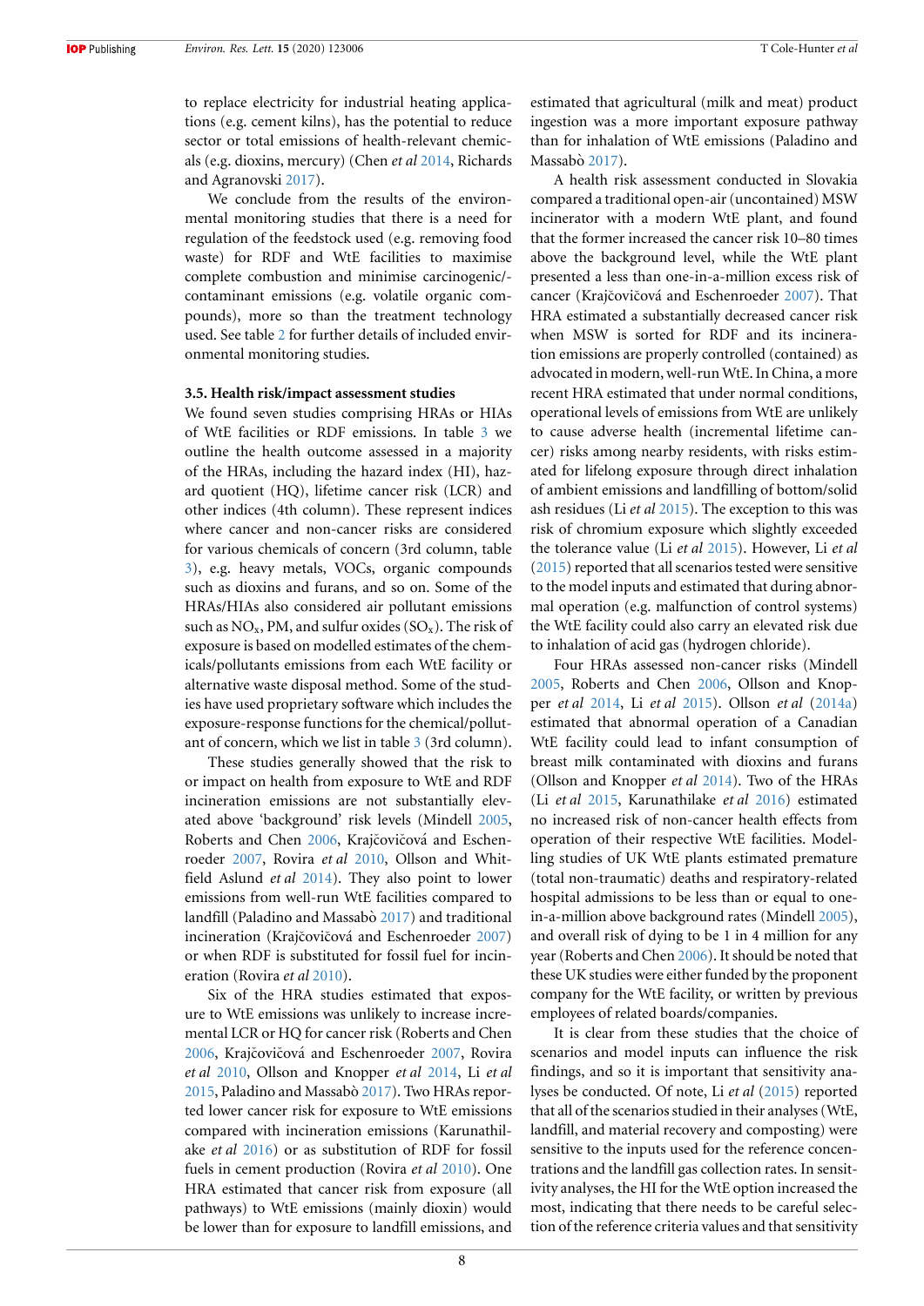to replace electricity for industrial heating applications (e.g. cement kilns), has the potential to reduce sector or total emissions of health-relevant chemicals (e.g. dioxins, mercury) (Chen *et al* 2014, Richards and Agranovski 2017).

We conclude from the results of the environmental monitoring studies that there is a need for regulation of the feedstock used (e.g. removing food waste) for RDF and WtE facilities to maximise complete combustion and minimise carcinogenic/-contaminant emissions (e.g. volatile organic compounds), more so than the treatment technology used. See table 2 for further details of included environmental monitoring studies.

### 3.5. Health risk/impact assessment studies

We found seven studies comprising HRAs or HIAs of WtE facilities or RDF emissions. In table 3 we outline the health outcome assessed in a majority of the HRAs, including the hazard index (HI), hazard quotient (HQ), lifetime cancer risk (LCR) and other indices (4th column). These represent indices where cancer and non-cancer risks are considered for various chemicals of concern (3rd column, table 3), e.g. heavy metals, VOCs, organic compounds such as dioxins and furans, and so on. Some of the HRAs/HIAs also considered air pollutant emissions such as $NO_x$, PM, and sulfur oxides ($SO_x$). The risk of exposure is based on modelled estimates of the chemicals/pollutants emissions from each WtE facility or alternative waste disposal method. Some of the studies have used proprietary software which includes the exposure-response functions for the chemical/pollutant of concern, which we list in table 3 (3rd column).

These studies generally showed that the risk to or impact on health from exposure to WtE and RDF incineration emissions are not substantially elevated above 'background' risk levels (Mindell 2005, Roberts and Chen 2006, Krajčovičová and Eschenroeder 2007, Rovira *et al* 2010, Ollson and Whitfield Aslund *et al* 2014). They also point to lower emissions from well-run WtE facilities compared to landfill (Paladino and Massabò 2017) and traditional incineration (Krajčovičová and Eschenroeder 2007) or when RDF is substituted for fossil fuel for incineration (Rovira *et al* 2010).

Six of the HRA studies estimated that exposure to WtE emissions was unlikely to increase incremental LCR or HQ for cancer risk (Roberts and Chen 2006, Krajčovičová and Eschenroeder 2007, Rovira *et al* 2010, Ollson and Knopper *et al* 2014, Li *et al* 2015, Paladino and Massabò 2017). Two HRAs reported lower cancer risk for exposure to WtE emissions compared with incineration emissions (Karunathilake *et al* 2016) or as substitution of RDF for fossil fuels in cement production (Rovira *et al* 2010). One HRA estimated that cancer risk from exposure (all pathways) to WtE emissions (mainly dioxin) would be lower than for exposure to landfill emissions, and estimated that agricultural (milk and meat) product ingestion was a more important exposure pathway than for inhalation of WtE emissions (Paladino and Massabò 2017).

A health risk assessment conducted in Slovakia compared a traditional open-air (uncontained) MSW incinerator with a modern WtE plant, and found that the former increased the cancer risk 10–80 times above the background level, while the WtE plant presented a less than one-in-a-million excess risk of cancer (Krajčovičová and Eschenroeder 2007). That HRA estimated a substantially decreased cancer risk when MSW is sorted for RDF and its incineration emissions are properly controlled (contained) as advocated in modern, well-run WtE. In China, a more recent HRA estimated that under normal conditions, operational levels of emissions from WtE are unlikely to cause adverse health (incremental lifetime cancer) risks among nearby residents, with risks estimated for lifelong exposure through direct inhalation of ambient emissions and landfilling of bottom/solid ash residues (Li *et al* 2015). The exception to this was risk of chromium exposure which slightly exceeded the tolerance value (Li *et al* 2015). However, Li *et al* (2015) reported that all scenarios tested were sensitive to the model inputs and estimated that during abnormal operation (e.g. malfunction of control systems) the WtE facility could also carry an elevated risk due to inhalation of acid gas (hydrogen chloride).

Four HRAs assessed non-cancer risks (Mindell 2005, Roberts and Chen 2006, Ollson and Knopper *et al* 2014, Li *et al* 2015). Ollson *et al* (2014a) estimated that abnormal operation of a Canadian WtE facility could lead to infant consumption of breast milk contaminated with dioxins and furans (Ollson and Knopper *et al* 2014). Two of the HRAs (Li *et al* 2015, Karunathilake *et al* 2016) estimated no increased risk of non-cancer health effects from operation of their respective WtE facilities. Modelling studies of UK WtE plants estimated premature (total non-traumatic) deaths and respiratory-related hospital admissions to be less than or equal to one-in-a-million above background rates (Mindell 2005), and overall risk of dying to be 1 in 4 million for any year (Roberts and Chen 2006). It should be noted that these UK studies were either funded by the proponent company for the WtE facility, or written by previous employees of related boards/companies.

It is clear from these studies that the choice of scenarios and model inputs can influence the risk findings, and so it is important that sensitivity analyses be conducted. Of note, Li *et al* (2015) reported that all of the scenarios studied in their analyses (WtE, landfill, and material recovery and composting) were sensitive to the inputs used for the reference concentrations and the landfill gas collection rates. In sensitivity analyses, the HI for the WtE option increased the most, indicating that there needs to be careful selection of the reference criteria values and that sensitivity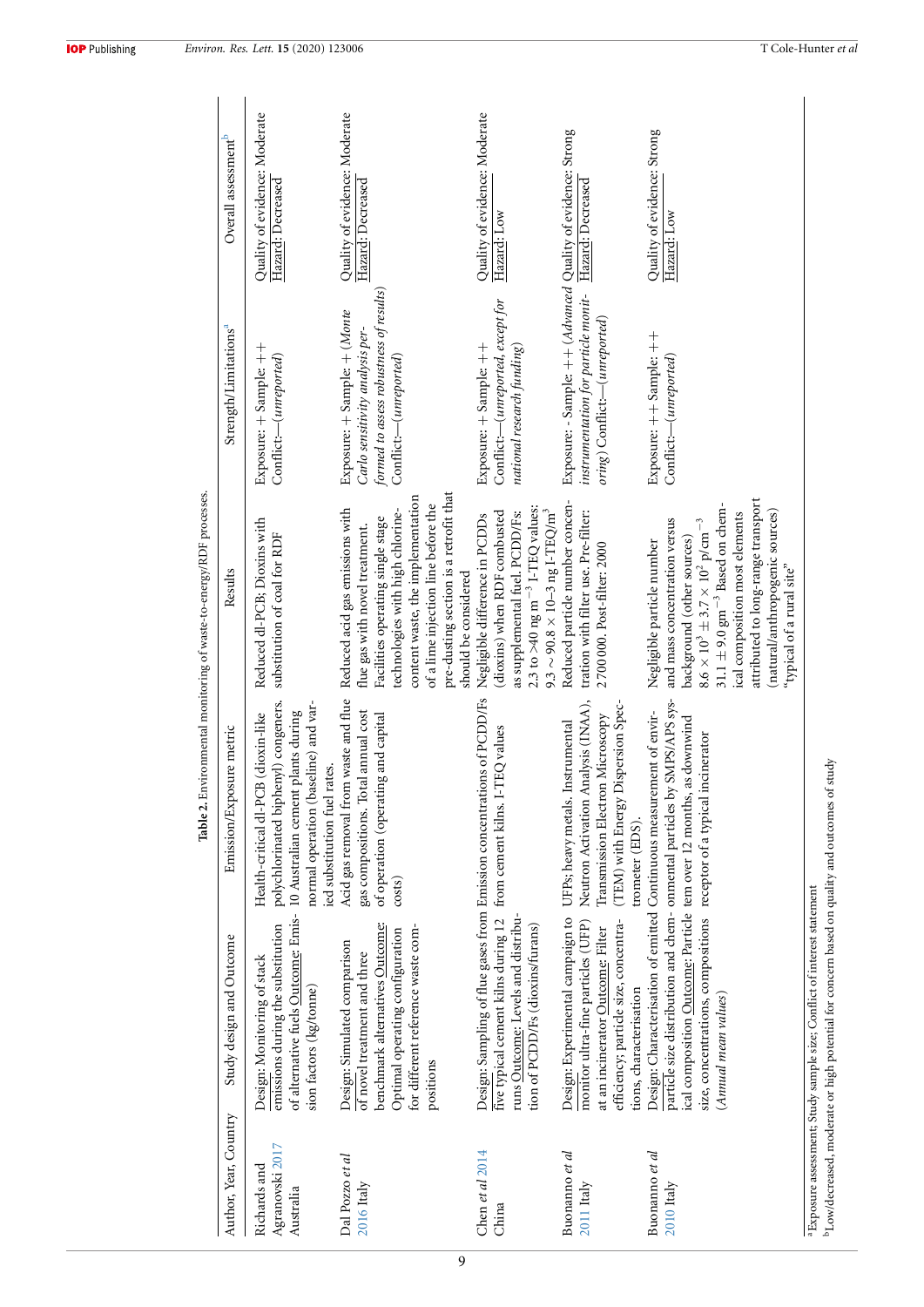**Table 2.** Environmental monitoring of waste-to-energy/RDF processes.

| Author, Year, Country | Study design and Outcome | Emission/Exposure metric | Results | Strength/Limitations[a] | Overall assessment[b] |
|---|---|---|---|---|---|
| Richards and Agranovski 2017 Australia | Design: Monitoring of stack emissions during the substitution of alternative fuels Outcome: Emission factors (kg/tonne) | Health-critical dl-PCB (dioxin-like polychlorinated biphenyl) congeners. 10 Australian cement plants during normal operation (baseline) and varied substitution fuel rates. | Reduced dl-PCB; Dioxins with substitution of coal for RDF | Exposure: + Sample: ++ Conflict:—(*unreported*) | Quality of evidence: Moderate Hazard: Decreased |
| Dal Pozzo *et al* 2016 Italy | Design: Simulated comparison of novel treatment and three benchmark alternatives Outcome: Optimal operating configuration for different reference waste compositions | Acid gas removal from waste and flue gas compositions. Total annual cost of operation (operating and capital costs) | Reduced acid gas emissions with flue gas with novel treatment. Facilities operating single stage technologies with high chlorine-content waste, the implementation of a lime injection line before the pre-dusting section is a retrofit that should be considered | Exposure: + Sample: + (*Monte Carlo sensitivity analysis performed to assess robustness of results*) Conflict:—(*unreported*) | Quality of evidence: Moderate Hazard: Decreased |
| Chen *et al* 2014 China | Design: Sampling of flue gases from five typical cement kilns during 12 runs Outcome: Levels and distribution of PCDD/Fs (dioxins/furans) | Emission concentrations of PCDD/Fs from cement kilns. I-TEQ values | Negligible difference in PCDDs (dioxins) when RDF combusted as supplemental fuel. PCDD/Fs: 2.3 to >40 ng m$^{-3}$ I-TEQ values: 9.3 ~ 90.8 × 10–3 ng I-TEQ/m$^3$ | Exposure: + Sample: ++ Conflict:—(*unreported, except for national research funding*) | Quality of evidence: Moderate Hazard: Low |
| Buonanno *et al* 2011 Italy | Design: Experimental campaign to monitor ultra-fine particles (UFP) at an incinerator Outcome: Filter efficiency; particle size, concentrations, characterisation | UFPs; heavy metals. Instrumental Neutron Activation Analysis (INAA), Transmission Electron Microscopy (TEM) with Energy Dispersion Spectrometer (EDS). | Reduced particle number concentration with filter use. Pre-filter: 2700 000. Post-filter: 2000 | Exposure: - Sample: ++ (*Advanced instrumentation for particle monitoring*) Conflict:—(*unreported*) | Quality of evidence: Strong Hazard: Decreased |
| Buonanno *et al* 2010 Italy | Design: Characterisation of emitted particle size distribution and chemical composition Outcome: Particle size, concentrations, compositions (*Annual mean values*) | Continuous measurement of environmental particles by SMPS/APS system over 12 months, as downwind receptor of a typical incinerator | Negligible particle number and mass concentration versus background (other sources) $8.6 \times 10^3 \pm 3.7 \times 10^2$ p/cm$^{-3}$ $31.1 \pm 9.0$ g m$^{-3}$ Based on chemical composition most elements attributed to long-range transport (natural/anthropogenic sources) "typical of a rural site" | Exposure: ++ Sample: ++ Conflict:—(*unreported*) | Quality of evidence: Strong Hazard: Low |

[a] Exposure assessment; Study sample size; Conflict of interest statement

[b] Low/decreased, moderate or high potential for concern based on quality and outcomes of study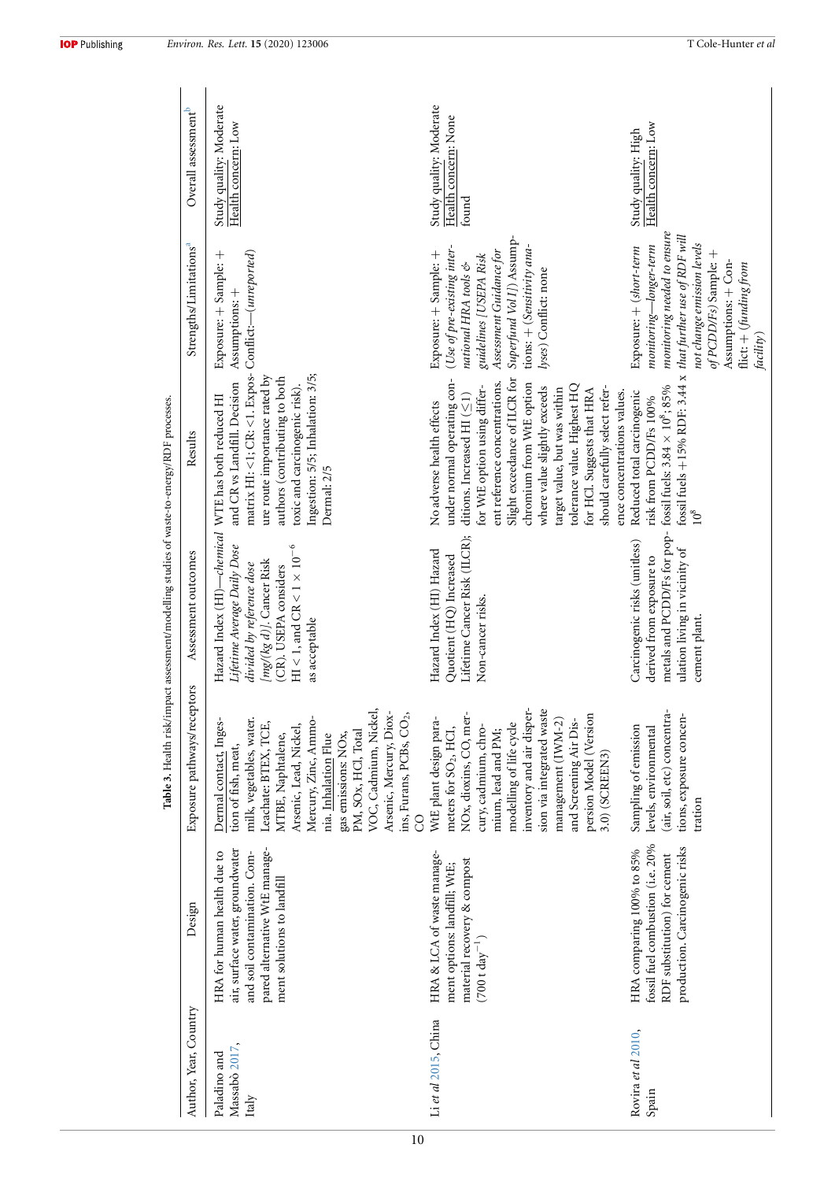**Table 3.** Health risk/impact assessment/modelling studies of waste-to-energy/RDF processes.

| Author, Year, Country | Design | Exposure pathways/receptors | Assessment outcomes | Results | Strengths/Limitations[a] | Overall assessment[b] |
|---|---|---|---|---|---|---|
| Paladino and Massabò 2017, Italy | HRA for human health due to air, surface water, groundwater and soil contamination. Compared alternative WtE management solutions to landfill | Dermal contact, Ingestion of fish, meat, milk, vegetables, water. Leachate: BTEX, TCE, MTBE, Naphtalene, Arsenic, Lead, Nickel, Mercury, Zinc, Ammonia. Inhalation Flue gas emissions: NOx, PM, SOx, HCl, Total VOC, Cadmium, Nickel, Arsenic, Mercury, Dioxins, Furans, PCBs, $CO_2$, CO | Hazard Index (HI)—*chemical Lifetime Average Daily Dose divided by reference dose [mg/(kg d)]*. Cancer Risk (CR). USEPA considers HI < 1, and CR < $1 \times 10^{-6}$ as acceptable | WTE has both reduced HI and CR vs Landfill. Decision matrix HI: <1; CR: <1. Exposure route importance rated by authors (contributing to both toxic and carcinogenic risk). Ingestion: 5/5; Inhalation: 3/5; Dermal: 2/5 | Exposure: + Sample: + Assumptions: + Conflict:—(*unreported*) | Study quality: Moderate Health concern: Low |
| Li *et al* 2015, China | HRA & LCA of waste management options: landfill; WtE; material recovery & compost (700 t $day^{-1}$) | WtE plant design parameters for $SO_2$, HCl, NOx, dioxins, CO, mercury, cadmium, chromium, lead and PM; modelling of life cycle inventory and air dispersion via integrated waste management (IWM-2) and Screening Air Dispersion Model (Version 3.0) (SCREEN3) | Hazard Index (HI) Hazard Quotient (HQ) Increased Lifetime Cancer Risk (ILCR); Non-cancer risks. | No adverse health effects under normal operating conditions. Increased HI (≤1) for WtE option using different reference concentrations. Slight exceedance of ILCR for chromium from WtE option where value slightly exceeds target value, but was within tolerance value. Highest HQ for HCl. Suggests that HRA should carefully select reference concentrations values. | Exposure: + Sample: + (*Use of pre-existing international HRA tools & guidelines [USEPA Risk Assessment Guidance for Superfund Vol I]*) Assumptions: + (*Sensitivity analyses*) Conflict: none | Study quality: Moderate Health concern: None found |
| Rovira *et al* 2010, Spain | HRA comparing 100% to 85% fossil fuel combustion (i.e. 20% RDF substitution) for cement production. Carcinogenic risks | Sampling of emission levels, environmental (air, soil, etc) concentrations, exposure concentration | Carcinogenic risks (unitless) derived from exposure to metals and PCDD/Fs for population living in vicinity of cement plant. | Reduced total carcinogenic risk from PCDD/Fs 100% fossil fuels: $3.84 \times 10^8$; 85% fossil fuels +15% RDF: $3.44 \times 10^8$ | Exposure: + (*short-term monitoring—longer-term monitoring needed to ensure that further use of RDF will not change emission levels of PCDD/Fs*) Sample: + Assumptions: + Conflict: + (*funding from facility*) | Study quality: High Health concern: Low |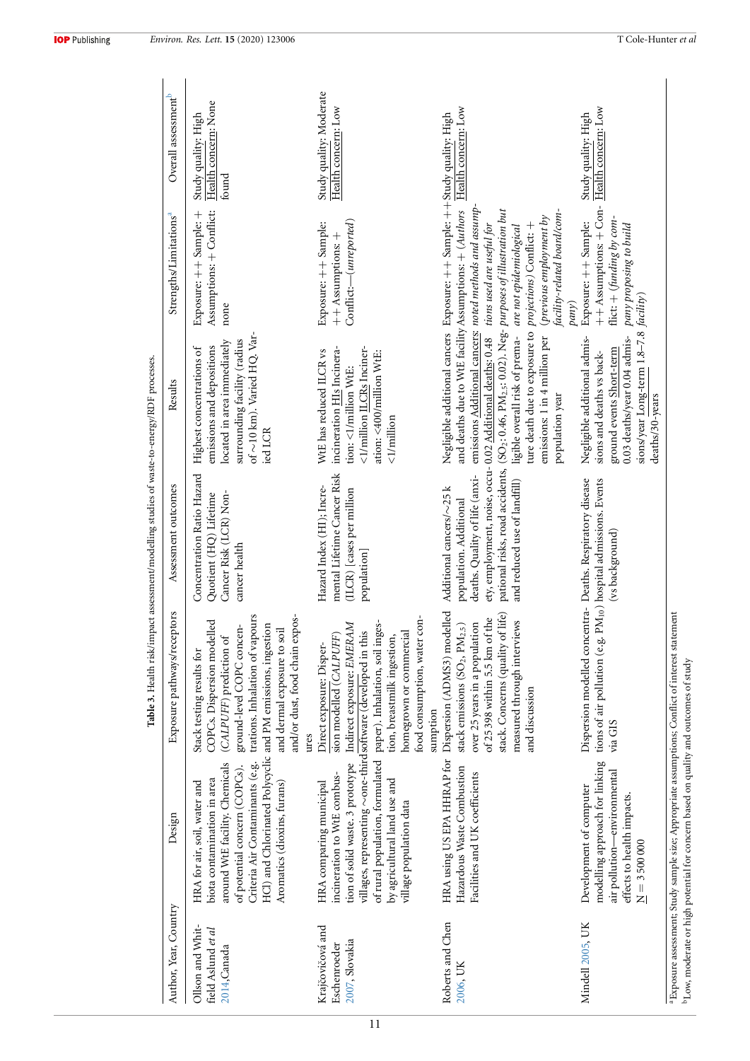**Table 3.** Health risk/impact assessment/modelling studies of waste-to-energy/RDF processes.

| Author, Year, Country | Design | Exposure pathways/receptors | Assessment outcomes | Results | Strengths/Limitations[a] | Overall assessment[b] |
|---|---|---|---|---|---|---|
| Ollson and Whitfield Aslund *et al* 2014, Canada | HRA for air, soil, water and biota contamination in area around WtE facility. Chemicals of potential concern (COPCs). Criteria Air Contaminants (e.g. HCl) and Chlorinated Polycyclic Aromatics (dioxins, furans) | Stack testing results for COPCs. Dispersion modelled (*CALPUFF*) prediction of ground-level COPC concentrations. Inhalation of vapours and PM emissions, ingestion and dermal exposure to soil and/or dust, food chain exposures | Concentration Ratio Hazard Quotient (HQ) Lifetime Cancer Risk (LCR) Non-cancer health | Highest concentrations of emissions and depositions located in area immediately surrounding facility (radius of ~10 km). Varied HQ. Varied LCR | Exposure: ++ Sample: + Assumptions: + Conflict: none | Study quality: High <u>Health concern</u>: None found |
| Krajčovičová and Eschenroeder 2007, Slovakia | HRA comparing municipal incineration to WtE combustion of solid waste. 3 prototype villages, representing ~one-third of rural population, formulated by agricultural land use and village population data | Direct exposure: Dispersion modelled (*CALPUFF*) Indirect exposure: *EMERAM* software (developed in this paper). Inhalation, soil ingestion, breastmilk ingestion, homegrown or commercial food consumption, water consumption | Hazard Index (HI); Incremental Lifetime Cancer Risk (ILCR) [cases per million population] | WtE has reduced ILCR vs incineration <u>HIs</u> Incineration: <1/million WtE: <1/million <u>ILCRs</u> Incineration: <400/million WtE: <1/million | Exposure: ++ Sample: ++ Assumptions: + Conflict:—(*unreported*) | Study quality: Moderate <u>Health concern</u>: Low |
| Roberts and Chen 2006, UK | HRA using US EPA HHRAP for Hazardous Waste Combustion Facilities and UK coefficients | Dispersion (ADMS3) modelled stack emissions ($SO_2$, $PM_{2.5}$) over 25 years in a population of 25 398 within 5.5 km of the stack. Concerns (quality of life) measured through interviews and discussion | Additional cancers/~25 k population. Additional deaths. Quality of life (anxiety, employment, noise, occupational risks, road accidents, and reduced use of landfill) | Negligible additional cancers and deaths due to WtE facility emissions <u>Additional cancers</u>: 0.02 <u>Additional deaths</u>: 0.48 ($SO_2$: 0.46, $PM_{2.5}$: 0.02). Negligible overall risk of premature death due to exposure to emissions: 1 in 4 million per population year | Exposure: ++ Sample: ++ Assumptions: + (*Authors noted methods and assumptions used are useful for purposes of illustration but are not epidemiological projections*) Conflict: + (*previous employment by facility-related board/company*) | Study quality: High <u>Health concern</u>: Low |
| Mindell 2005, UK | Development of computer modelling approach for linking air pollution—environmental effects to health impacts. <u>N</u> = 3 500 000 | Dispersion modelled concentrations of air pollution (e.g. $PM_{10}$) via GIS | Deaths. Respiratory disease hospital admissions. Events (vs background) | Negligible additional admissions and deaths vs background events <u>Short-term</u> 0.03 deaths/year 0.04 admissions/year <u>Long-term</u> 1.8–7.8 deaths/30-years | Exposure: ++ Sample: ++ Assumptions: + Conflict: + (*funding by company proposing to build facility*) | Study quality: High <u>Health concern</u>: Low |

[a]Exposure assessment; Study sample size; Appropriate assumptions; Conflict of interest statement
[b]Low, moderate or high potential for concern based on quality and outcomes of study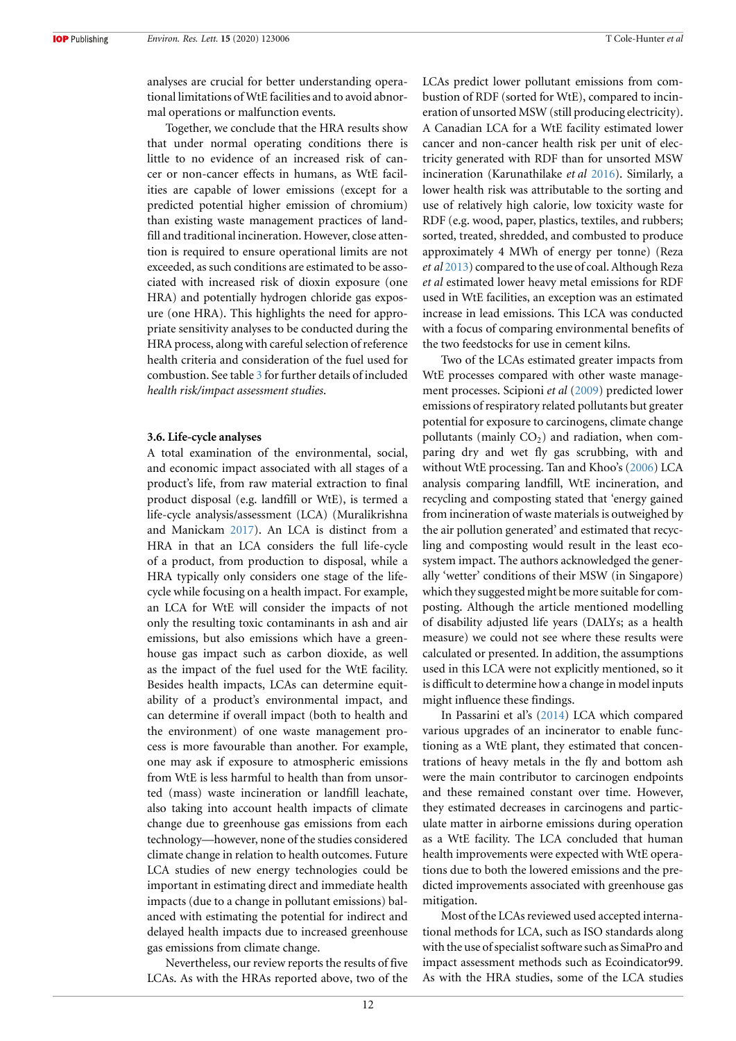analyses are crucial for better understanding operational limitations of WtE facilities and to avoid abnormal operations or malfunction events.

Together, we conclude that the HRA results show that under normal operating conditions there is little to no evidence of an increased risk of cancer or non-cancer effects in humans, as WtE facilities are capable of lower emissions (except for a predicted potential higher emission of chromium) than existing waste management practices of landfill and traditional incineration. However, close attention is required to ensure operational limits are not exceeded, as such conditions are estimated to be associated with increased risk of dioxin exposure (one HRA) and potentially hydrogen chloride gas exposure (one HRA). This highlights the need for appropriate sensitivity analyses to be conducted during the HRA process, along with careful selection of reference health criteria and consideration of the fuel used for combustion. See table 3 for further details of included *health risk/impact assessment studies*.

### 3.6. Life-cycle analyses

A total examination of the environmental, social, and economic impact associated with all stages of a product's life, from raw material extraction to final product disposal (e.g. landfill or WtE), is termed a life-cycle analysis/assessment (LCA) (Muralikrishna and Manickam 2017). An LCA is distinct from a HRA in that an LCA considers the full life-cycle of a product, from production to disposal, while a HRA typically only considers one stage of the life-cycle while focusing on a health impact. For example, an LCA for WtE will consider the impacts of not only the resulting toxic contaminants in ash and air emissions, but also emissions which have a greenhouse gas impact such as carbon dioxide, as well as the impact of the fuel used for the WtE facility. Besides health impacts, LCAs can determine equitability of a product's environmental impact, and can determine if overall impact (both to health and the environment) of one waste management process is more favourable than another. For example, one may ask if exposure to atmospheric emissions from WtE is less harmful to health than from unsorted (mass) waste incineration or landfill leachate, also taking into account health impacts of climate change due to greenhouse gas emissions from each technology—however, none of the studies considered climate change in relation to health outcomes. Future LCA studies of new energy technologies could be important in estimating direct and immediate health impacts (due to a change in pollutant emissions) balanced with estimating the potential for indirect and delayed health impacts due to increased greenhouse gas emissions from climate change.

Nevertheless, our review reports the results of five LCAs. As with the HRAs reported above, two of the LCAs predict lower pollutant emissions from combustion of RDF (sorted for WtE), compared to incineration of unsorted MSW (still producing electricity). A Canadian LCA for a WtE facility estimated lower cancer and non-cancer health risk per unit of electricity generated with RDF than for unsorted MSW incineration (Karunathilake *et al* 2016). Similarly, a lower health risk was attributable to the sorting and use of relatively high calorie, low toxicity waste for RDF (e.g. wood, paper, plastics, textiles, and rubbers; sorted, treated, shredded, and combusted to produce approximately 4 MWh of energy per tonne) (Reza *et al* 2013) compared to the use of coal. Although Reza *et al* estimated lower heavy metal emissions for RDF used in WtE facilities, an exception was an estimated increase in lead emissions. This LCA was conducted with a focus of comparing environmental benefits of the two feedstocks for use in cement kilns.

Two of the LCAs estimated greater impacts from WtE processes compared with other waste management processes. Scipioni *et al* (2009) predicted lower emissions of respiratory related pollutants but greater potential for exposure to carcinogens, climate change pollutants (mainly $CO_2$) and radiation, when comparing dry and wet fly gas scrubbing, with and without WtE processing. Tan and Khoo's (2006) LCA analysis comparing landfill, WtE incineration, and recycling and composting stated that 'energy gained from incineration of waste materials is outweighed by the air pollution generated' and estimated that recycling and composting would result in the least ecosystem impact. The authors acknowledged the generally 'wetter' conditions of their MSW (in Singapore) which they suggested might be more suitable for composting. Although the article mentioned modelling of disability adjusted life years (DALYs; as a health measure) we could not see where these results were calculated or presented. In addition, the assumptions used in this LCA were not explicitly mentioned, so it is difficult to determine how a change in model inputs might influence these findings.

In Passarini et al's (2014) LCA which compared various upgrades of an incinerator to enable functioning as a WtE plant, they estimated that concentrations of heavy metals in the fly and bottom ash were the main contributor to carcinogen endpoints and these remained constant over time. However, they estimated decreases in carcinogens and particulate matter in airborne emissions during operation as a WtE facility. The LCA concluded that human health improvements were expected with WtE operations due to both the lowered emissions and the predicted improvements associated with greenhouse gas mitigation.

Most of the LCAs reviewed used accepted international methods for LCA, such as ISO standards along with the use of specialist software such as SimaPro and impact assessment methods such as Ecoindicator99. As with the HRA studies, some of the LCA studies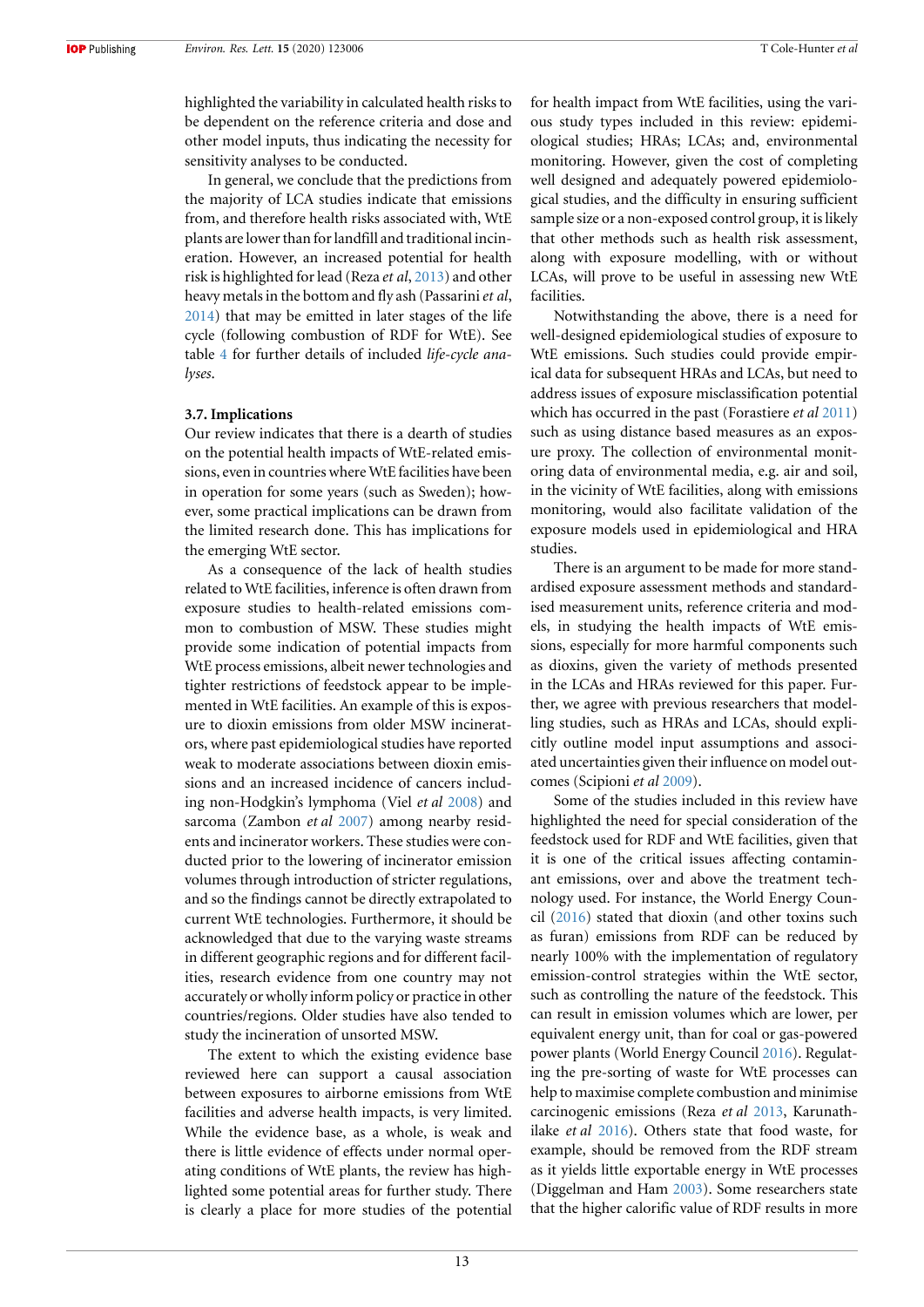highlighted the variability in calculated health risks to be dependent on the reference criteria and dose and other model inputs, thus indicating the necessity for sensitivity analyses to be conducted.

In general, we conclude that the predictions from the majority of LCA studies indicate that emissions from, and therefore health risks associated with, WtE plants are lower than for landfill and traditional incineration. However, an increased potential for health risk is highlighted for lead (Reza *et al*, 2013) and other heavy metals in the bottom and fly ash (Passarini *et al*, 2014) that may be emitted in later stages of the life cycle (following combustion of RDF for WtE). See table 4 for further details of included *life-cycle analyses*.

### 3.7. Implications

Our review indicates that there is a dearth of studies on the potential health impacts of WtE-related emissions, even in countries where WtE facilities have been in operation for some years (such as Sweden); however, some practical implications can be drawn from the limited research done. This has implications for the emerging WtE sector.

As a consequence of the lack of health studies related to WtE facilities, inference is often drawn from exposure studies to health-related emissions common to combustion of MSW. These studies might provide some indication of potential impacts from WtE process emissions, albeit newer technologies and tighter restrictions of feedstock appear to be implemented in WtE facilities. An example of this is exposure to dioxin emissions from older MSW incinerators, where past epidemiological studies have reported weak to moderate associations between dioxin emissions and an increased incidence of cancers including non-Hodgkin's lymphoma (Viel *et al* 2008) and sarcoma (Zambon *et al* 2007) among nearby residents and incinerator workers. These studies were conducted prior to the lowering of incinerator emission volumes through introduction of stricter regulations, and so the findings cannot be directly extrapolated to current WtE technologies. Furthermore, it should be acknowledged that due to the varying waste streams in different geographic regions and for different facilities, research evidence from one country may not accurately or wholly inform policy or practice in other countries/regions. Older studies have also tended to study the incineration of unsorted MSW.

The extent to which the existing evidence base reviewed here can support a causal association between exposures to airborne emissions from WtE facilities and adverse health impacts, is very limited. While the evidence base, as a whole, is weak and there is little evidence of effects under normal operating conditions of WtE plants, the review has highlighted some potential areas for further study. There is clearly a place for more studies of the potential for health impact from WtE facilities, using the various study types included in this review: epidemiological studies; HRAs; LCAs; and, environmental monitoring. However, given the cost of completing well designed and adequately powered epidemiological studies, and the difficulty in ensuring sufficient sample size or a non-exposed control group, it is likely that other methods such as health risk assessment, along with exposure modelling, with or without LCAs, will prove to be useful in assessing new WtE facilities.

Notwithstanding the above, there is a need for well-designed epidemiological studies of exposure to WtE emissions. Such studies could provide empirical data for subsequent HRAs and LCAs, but need to address issues of exposure misclassification potential which has occurred in the past (Forastiere *et al* 2011) such as using distance based measures as an exposure proxy. The collection of environmental monitoring data of environmental media, e.g. air and soil, in the vicinity of WtE facilities, along with emissions monitoring, would also facilitate validation of the exposure models used in epidemiological and HRA studies.

There is an argument to be made for more standardised exposure assessment methods and standardised measurement units, reference criteria and models, in studying the health impacts of WtE emissions, especially for more harmful components such as dioxins, given the variety of methods presented in the LCAs and HRAs reviewed for this paper. Further, we agree with previous researchers that modelling studies, such as HRAs and LCAs, should explicitly outline model input assumptions and associated uncertainties given their influence on model outcomes (Scipioni *et al* 2009).

Some of the studies included in this review have highlighted the need for special consideration of the feedstock used for RDF and WtE facilities, given that it is one of the critical issues affecting contaminant emissions, over and above the treatment technology used. For instance, the World Energy Council (2016) stated that dioxin (and other toxins such as furan) emissions from RDF can be reduced by nearly 100% with the implementation of regulatory emission-control strategies within the WtE sector, such as controlling the nature of the feedstock. This can result in emission volumes which are lower, per equivalent energy unit, than for coal or gas-powered power plants (World Energy Council 2016). Regulating the pre-sorting of waste for WtE processes can help to maximise complete combustion and minimise carcinogenic emissions (Reza *et al* 2013, Karunathilake *et al* 2016). Others state that food waste, for example, should be removed from the RDF stream as it yields little exportable energy in WtE processes (Diggelman and Ham 2003). Some researchers state that the higher calorific value of RDF results in more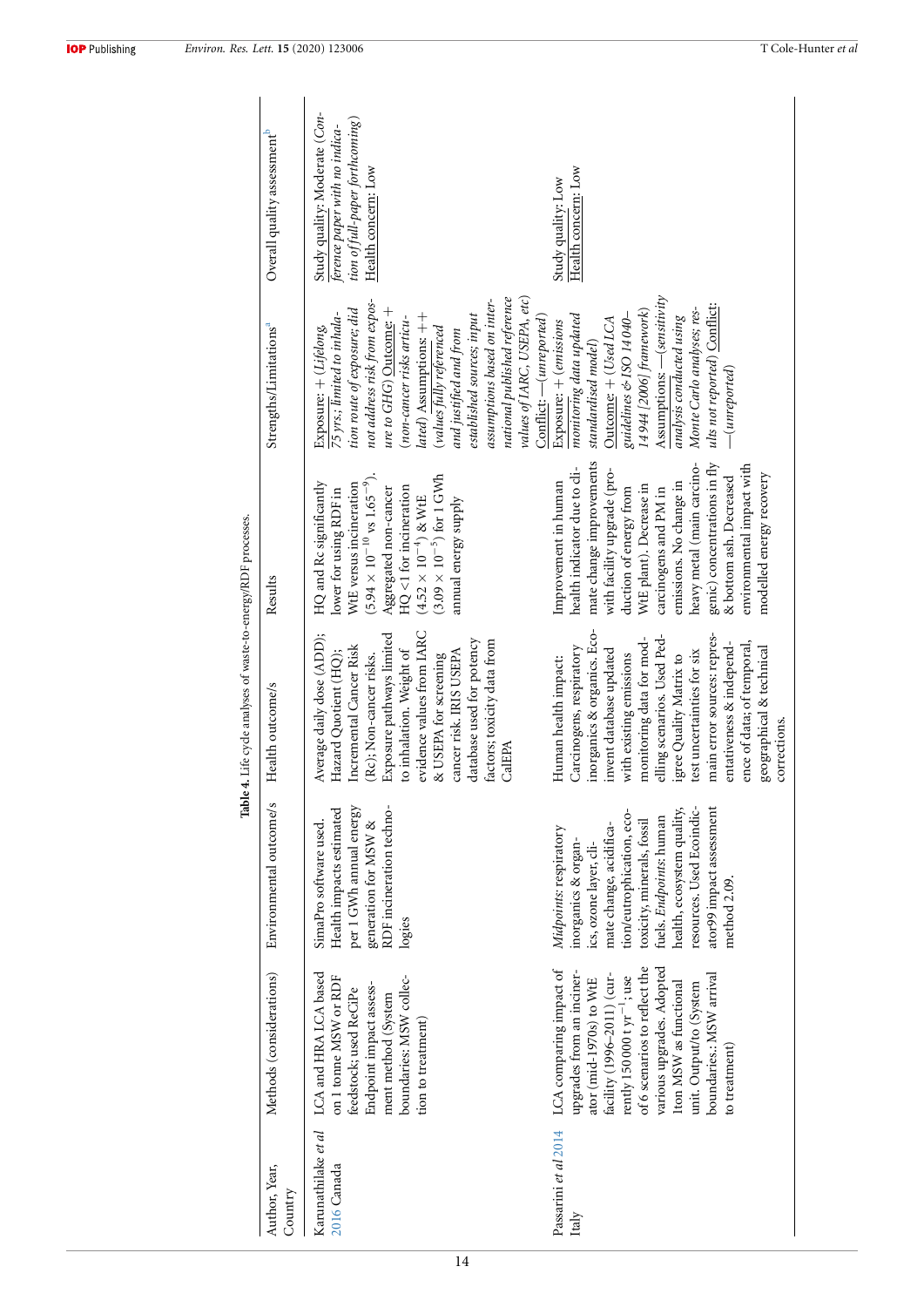**Table 4.** Life cycle analyses of waste-to-energy/RDF processes.

| Author, Year, Country | Methods (considerations) | Environmental outcome/s | Health outcome/s | Results | Strengths/Limitations[a] | Overall quality assessment[b] |
|---|---|---|---|---|---|---|
| Karunathilake *et al* 2016 Canada | LCA and HRA LCA based on 1 tonne MSW or RDF feedstock; used ReCiPe Endpoint impact assessment method (System boundaries: MSW collection to treatment) | SimaPro software used. Health impacts estimated per 1 GWh annual energy generation for MSW & RDF incineration technologies | Average daily dose (ADD); Hazard Quotient (HQ); Incremental Cancer Risk (Rc); Non-cancer risks. Exposure pathways limited to inhalation. Weight of evidence values from IARC & USEPA for screening cancer risk. IRIS USEPA database used for potency factors; toxicity data from CalEPA | HQ and Rc significantly lower for using RDF in WtE versus incineration ($5.94 \times 10^{-10}$ vs $1.65^{-9}$). Aggregated non-cancer HQ <1 for incineration ($4.52 \times 10^{-4}$) & WtE ($3.09 \times 10^{-5}$) for 1 GWh annual energy supply | Exposure: + (*Lifelong, 75 yrs; limited to inhalation route of exposure; did not address risk from exposure to GHG*) Outcome: + (*non-cancer risks articulated*) Assumptions: ++ (*values fully referenced and justified and from established sources; input assumptions based on international published reference values of IARC, USEPA, etc*) Conflict: —(*unreported*) | Study quality: Moderate (*Conference paper with no indication of full-paper forthcoming*) Health concern: Low |
| Passarini *et al* 2014 Italy | LCA comparing impact of upgrades from an incinerator (mid-1970s) to WtE facility (1996–2011) (currently 150 000 t $yr^{-1}$; use of 6 scenarios to reflect the various upgrades. Adopted 1ton MSW as functional unit. Output/to (System boundaries.: MSW arrival to treatment) | *Midpoints*: respiratory inorganics & organics, ozone layer, climate change, acidification/eutrophication, ecotoxicity, minerals, fossil fuels. *Endpoints*: human health, ecosystem quality, resources. Used Ecoindicator99 impact assessment method 2.09. | Human health impact: Carcinogens, respiratory inorganics & organics. Ecoinvent database updated with existing emissions monitoring data for modelling scenarios. Used Pedigree Quality Matrix to test uncertainties for six main error sources: representativeness & independence of data; of temporal, geographical & technical corrections. | Improvement in human health indicator due to climate change improvements with facility upgrade (production of energy from WtE plant). Decrease in carcinogens and PM in emissions. No change in heavy metal (main carcinogenic) concentrations in fly & bottom ash. Decreased environmental impact with modelled energy recovery | Exposure: + (*emissions monitoring data updated standardised model*) Outcome: + (*Used LCA guidelines & ISO 14040–14944 [2006] framework*) Assumptions: —(*sensitivity analysis conducted using Monte Carlo analyses; results not reported*) Conflict: —(*unreported*) | Study quality: Low Health concern: Low |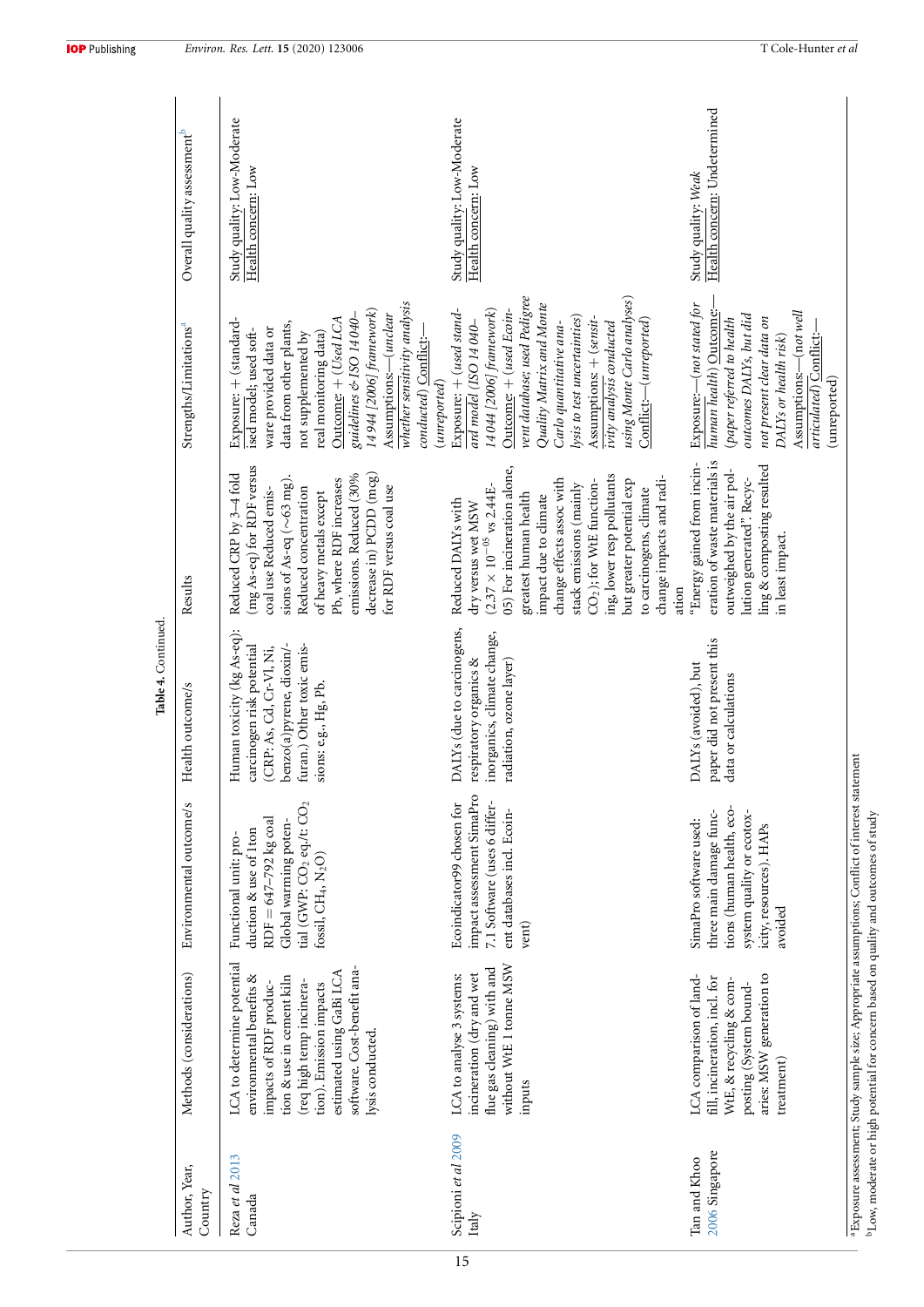**Table 4.** Continued.

| Author, Year, Country | Methods (considerations) | Environmental outcome/s | Health outcome/s | Results | Strengths/Limitations[a] | Overall quality assessment[b] |
|---|---|---|---|---|---|---|
| Reza *et al* 2013 Canada | LCA to determine potential environmental benefits & impacts of RDF production & use in cement kiln (req high temp incineration). Emission impacts estimated using GaBi LCA software. Cost-benefit analysis conducted. | Functional unit: production & use of 1ton RDF = 647–792 kg coal Global warming potential (GWP: $CO_2$ eq./t: $CO_2$ fossil, $CH_4$, $N_2O$) | Human toxicity (kg As-eq): carcinogen risk potential (CRP: As, Cd, Cr-VI, Ni, benzo(a)pyrene, dioxin/furan.) Other toxic emissions: e.g., Hg, Pb. | Reduced CRP by 3–4 fold (mg As-eq) for RDF versus coal use Reduced emissions of As-eq (~63 mg). Reduced concentration of heavy metals except Pb, where RDF increases emissions. Reduced (30% decrease in) PCDD (mcg) for RDF versus coal use | Exposure: + (standardised model; used software provided data or data from other plants, not supplemented by real monitoring data) Outcome: + (*Used LCA guidelines & ISO 14 040–14 944 [2006] framework*) Assumptions:—(*unclear whether sensitivity analysis conducted*) Conflict:—(*unreported*) | Study quality: Low-Moderate Health concern: Low |
| Scipioni *et al* 2009 Italy | LCA to analyse 3 systems: incineration (dry and wet flue gas cleaning) with and without WtE 1 tonne MSW inputs | Ecoindicator99 chosen for impact assessment SimaPro 7.1 Software (uses 6 different databases incl. Ecoinvent) | DALYs (due to carcinogens, respiratory organics & inorganics, climate change, radiation, ozone layer) | Reduced DALYs with dry versus wet MSW ($2.37 \times 10^{-05}$ vs 2.44E-05) For incineration alone, greatest human health impact due to climate change effects assoc with stack emissions (mainly $CO_2$); for WtE functioning, lower resp pollutants but greater potential exp to carcinogens, climate change impacts and radiation | Exposure: + (*used standard model (ISO 14 040–14 044 [2006] framework)* Outcome: + (*used Ecoinvent database; used Pedigree Quality Matrix and Monte Carlo quantitative analysis to test uncertainties*) Assumptions: + (*sensitivity analysis conducted using Monte Carlo analyses*) Conflict:—(*unreported*) | Study quality: Low-Moderate Health concern: Low |
| Tan and Khoo 2006 Singapore | LCA comparison of landfill, incineration, incl. for WtE, & recycling & composting (System boundaries: MSW generation to treatment) | SimaPro software used: three main damage functions (human health, ecosystem quality or ecotoxicity, resources). HAPs avoided | DALYs (avoided), but paper did not present this data or calculations | "Energy gained from incineration of waste materials is outweighed by the air pollution generated". Recycling & composting resulted in least impact. | Exposure:—(*not stated for human health*) Outcome:—(*paper referred to health outcomes DALYs, but did not present clear data on DALYs or health risk*) Assumptions:—(*not well articulated*) Conflict:—(unreported) | Study quality: *Weak* Health concern: Undetermined |

[a]Exposure assessment; Study sample size; Appropriate assumptions; Conflict of interest statement
[b]Low, moderate or high potential for concern based on quality and outcomes of study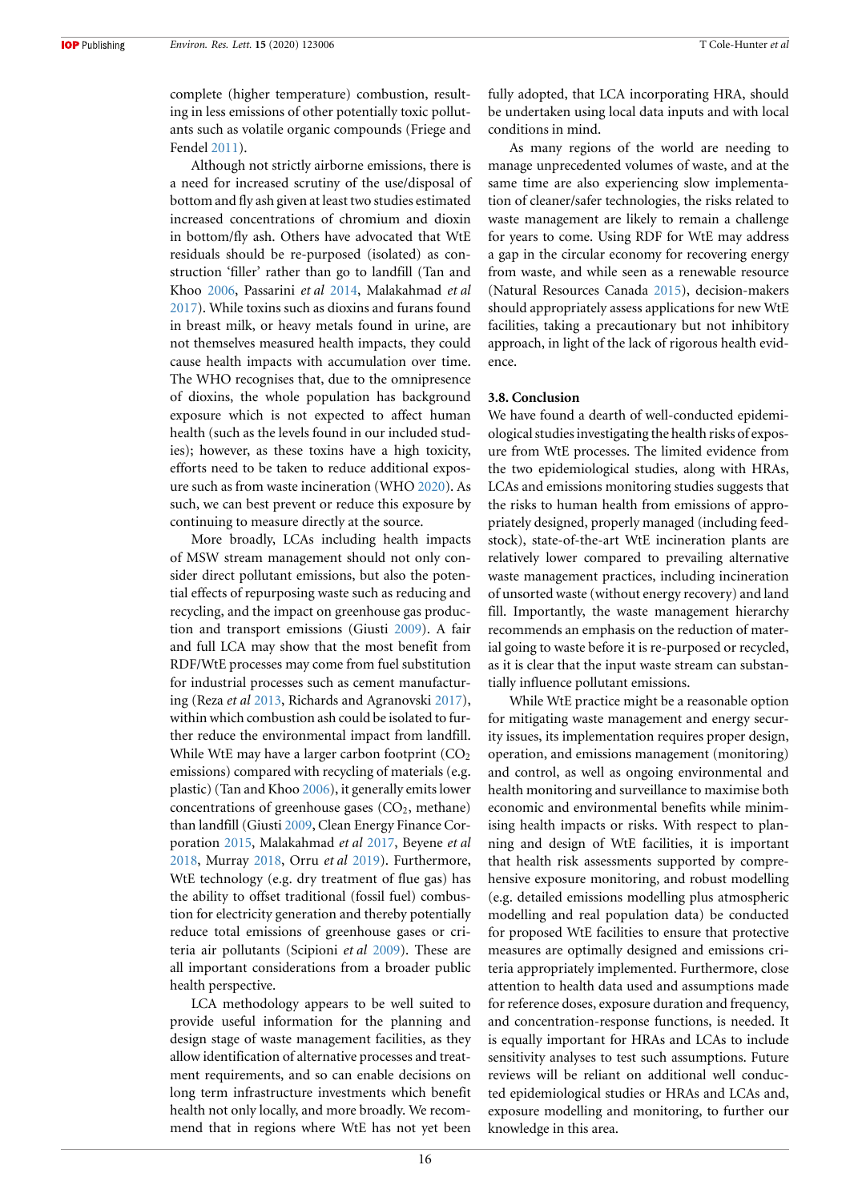complete (higher temperature) combustion, resulting in less emissions of other potentially toxic pollutants such as volatile organic compounds (Friege and Fendel 2011).

Although not strictly airborne emissions, there is a need for increased scrutiny of the use/disposal of bottom and fly ash given at least two studies estimated increased concentrations of chromium and dioxin in bottom/fly ash. Others have advocated that WtE residuals should be re-purposed (isolated) as construction 'filler' rather than go to landfill (Tan and Khoo 2006, Passarini *et al* 2014, Malakahmad *et al* 2017). While toxins such as dioxins and furans found in breast milk, or heavy metals found in urine, are not themselves measured health impacts, they could cause health impacts with accumulation over time. The WHO recognises that, due to the omnipresence of dioxins, the whole population has background exposure which is not expected to affect human health (such as the levels found in our included studies); however, as these toxins have a high toxicity, efforts need to be taken to reduce additional exposure such as from waste incineration (WHO 2020). As such, we can best prevent or reduce this exposure by continuing to measure directly at the source.

More broadly, LCAs including health impacts of MSW stream management should not only consider direct pollutant emissions, but also the potential effects of repurposing waste such as reducing and recycling, and the impact on greenhouse gas production and transport emissions (Giusti 2009). A fair and full LCA may show that the most benefit from RDF/WtE processes may come from fuel substitution for industrial processes such as cement manufacturing (Reza *et al* 2013, Richards and Agranovski 2017), within which combustion ash could be isolated to further reduce the environmental impact from landfill. While WtE may have a larger carbon footprint ($CO_2$ emissions) compared with recycling of materials (e.g. plastic) (Tan and Khoo 2006), it generally emits lower concentrations of greenhouse gases ($CO_2$, methane) than landfill (Giusti 2009, Clean Energy Finance Corporation 2015, Malakahmad *et al* 2017, Beyene *et al* 2018, Murray 2018, Orru *et al* 2019). Furthermore, WtE technology (e.g. dry treatment of flue gas) has the ability to offset traditional (fossil fuel) combustion for electricity generation and thereby potentially reduce total emissions of greenhouse gases or criteria air pollutants (Scipioni *et al* 2009). These are all important considerations from a broader public health perspective.

LCA methodology appears to be well suited to provide useful information for the planning and design stage of waste management facilities, as they allow identification of alternative processes and treatment requirements, and so can enable decisions on long term infrastructure investments which benefit health not only locally, and more broadly. We recommend that in regions where WtE has not yet been fully adopted, that LCA incorporating HRA, should be undertaken using local data inputs and with local conditions in mind.

As many regions of the world are needing to manage unprecedented volumes of waste, and at the same time are also experiencing slow implementation of cleaner/safer technologies, the risks related to waste management are likely to remain a challenge for years to come. Using RDF for WtE may address a gap in the circular economy for recovering energy from waste, and while seen as a renewable resource (Natural Resources Canada 2015), decision-makers should appropriately assess applications for new WtE facilities, taking a precautionary but not inhibitory approach, in light of the lack of rigorous health evidence.

### 3.8. Conclusion

We have found a dearth of well-conducted epidemiological studies investigating the health risks of exposure from WtE processes. The limited evidence from the two epidemiological studies, along with HRAs, LCAs and emissions monitoring studies suggests that the risks to human health from emissions of appropriately designed, properly managed (including feedstock), state-of-the-art WtE incineration plants are relatively lower compared to prevailing alternative waste management practices, including incineration of unsorted waste (without energy recovery) and land fill. Importantly, the waste management hierarchy recommends an emphasis on the reduction of material going to waste before it is re-purposed or recycled, as it is clear that the input waste stream can substantially influence pollutant emissions.

While WtE practice might be a reasonable option for mitigating waste management and energy security issues, its implementation requires proper design, operation, and emissions management (monitoring) and control, as well as ongoing environmental and health monitoring and surveillance to maximise both economic and environmental benefits while minimising health impacts or risks. With respect to planning and design of WtE facilities, it is important that health risk assessments supported by comprehensive exposure monitoring, and robust modelling (e.g. detailed emissions modelling plus atmospheric modelling and real population data) be conducted for proposed WtE facilities to ensure that protective measures are optimally designed and emissions criteria appropriately implemented. Furthermore, close attention to health data used and assumptions made for reference doses, exposure duration and frequency, and concentration-response functions, is needed. It is equally important for HRAs and LCAs to include sensitivity analyses to test such assumptions. Future reviews will be reliant on additional well conducted epidemiological studies or HRAs and LCAs and, exposure modelling and monitoring, to further our knowledge in this area.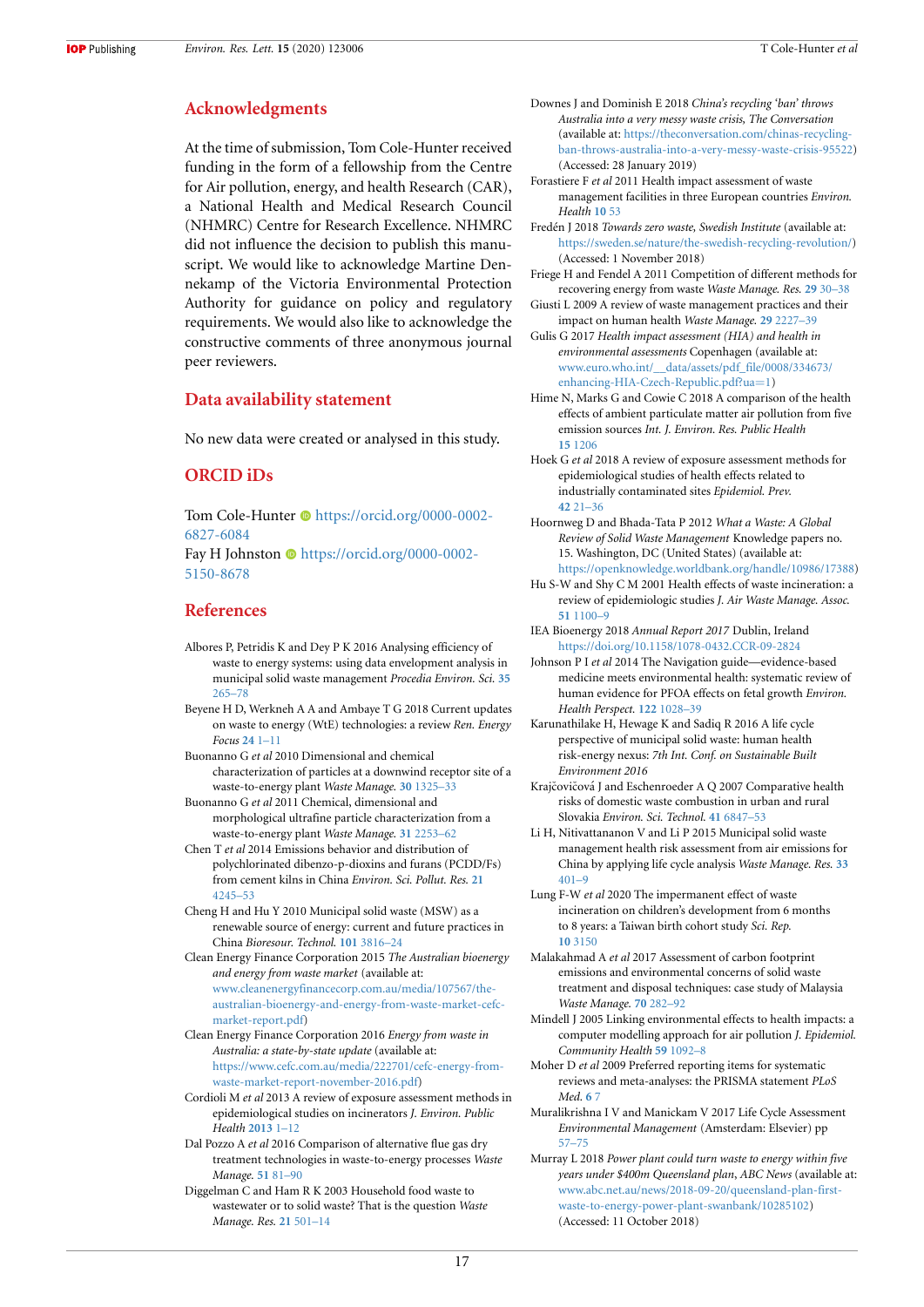## Acknowledgments

At the time of submission, Tom Cole-Hunter received funding in the form of a fellowship from the Centre for Air pollution, energy, and health Research (CAR), a National Health and Medical Research Council (NHMRC) Centre for Research Excellence. NHMRC did not influence the decision to publish this manuscript. We would like to acknowledge Martine Dennekamp of the Victoria Environmental Protection Authority for guidance on policy and regulatory requirements. We would also like to acknowledge the constructive comments of three anonymous journal peer reviewers.

## Data availability statement

No new data were created or analysed in this study.

## ORCID iDs

Tom Cole-Hunter https://orcid.org/0000-0002-6827-6084
Fay H Johnston https://orcid.org/0000-0002-5150-8678

## References

Albores P, Petridis K and Dey P K 2016 Analysing efficiency of waste to energy systems: using data envelopment analysis in municipal solid waste management *Procedia Environ. Sci.* **35** 265–78

Beyene H D, Werkneh A A and Ambaye T G 2018 Current updates on waste to energy (WtE) technologies: a review *Ren. Energy Focus* **24** 1–11

Buonanno G *et al* 2010 Dimensional and chemical characterization of particles at a downwind receptor site of a waste-to-energy plant *Waste Manage.* **30** 1325–33

Buonanno G *et al* 2011 Chemical, dimensional and morphological ultrafine particle characterization from a waste-to-energy plant *Waste Manage.* **31** 2253–62

Chen T *et al* 2014 Emissions behavior and distribution of polychlorinated dibenzo-p-dioxins and furans (PCDD/Fs) from cement kilns in China *Environ. Sci. Pollut. Res.* **21** 4245–53

Cheng H and Hu Y 2010 Municipal solid waste (MSW) as a renewable source of energy: current and future practices in China *Bioresour. Technol.* **101** 3816–24

Clean Energy Finance Corporation 2015 *The Australian bioenergy and energy from waste market* (available at: www.cleanenergyfinancecorp.com.au/media/107567/the-australian-bioenergy-and-energy-from-waste-market-cefc-market-report.pdf)

Clean Energy Finance Corporation 2016 *Energy from waste in Australia: a state-by-state update* (available at: https://www.cefc.com.au/media/222701/cefc-energy-from-waste-market-report-november-2016.pdf)

Cordioli M *et al* 2013 A review of exposure assessment methods in epidemiological studies on incinerators *J. Environ. Public Health* **2013** 1–12

Dal Pozzo A *et al* 2016 Comparison of alternative flue gas dry treatment technologies in waste-to-energy processes *Waste Manage.* **51** 81–90

Diggelman C and Ham R K 2003 Household food waste to wastewater or to solid waste? That is the question *Waste Manage. Res.* **21** 501–14

Downes J and Dominish E 2018 *China's recycling 'ban' throws Australia into a very messy waste crisis, The Conversation* (available at: https://theconversation.com/chinas-recycling-ban-throws-australia-into-a-very-messy-waste-crisis-95522) (Accessed: 28 January 2019)

Forastiere F *et al* 2011 Health impact assessment of waste management facilities in three European countries *Environ. Health* **10** 53

Fredén J 2018 *Towards zero waste, Swedish Institute* (available at: https://sweden.se/nature/the-swedish-recycling-revolution/) (Accessed: 1 November 2018)

Friege H and Fendel A 2011 Competition of different methods for recovering energy from waste *Waste Manage. Res.* **29** 30–38

Giusti L 2009 A review of waste management practices and their impact on human health *Waste Manage.* **29** 2227–39

Gulis G 2017 *Health impact assessment (HIA) and health in environmental assessments* Copenhagen (available at: www.euro.who.int/__data/assets/pdf_file/0008/334673/enhancing-HIA-Czech-Republic.pdf?ua=1)

Hime N, Marks G and Cowie C 2018 A comparison of the health effects of ambient particulate matter air pollution from five emission sources *Int. J. Environ. Res. Public Health* **15** 1206

Hoek G *et al* 2018 A review of exposure assessment methods for epidemiological studies of health effects related to industrially contaminated sites *Epidemiol. Prev.* **42** 21–36

Hoornweg D and Bhada-Tata P 2012 *What a Waste: A Global Review of Solid Waste Management* Knowledge papers no. 15. Washington, DC (United States) (available at: https://openknowledge.worldbank.org/handle/10986/17388)

Hu S-W and Shy C M 2001 Health effects of waste incineration: a review of epidemiologic studies *J. Air Waste Manage. Assoc.* **51** 1100–9

IEA Bioenergy 2018 *Annual Report 2017* Dublin, Ireland https://doi.org/10.1158/1078-0432.CCR-09-2824

Johnson P I *et al* 2014 The Navigation guide—evidence-based medicine meets environmental health: systematic review of human evidence for PFOA effects on fetal growth *Environ. Health Perspect.* **122** 1028–39

Karunathilake H, Hewage K and Sadiq R 2016 A life cycle perspective of municipal solid waste: human health risk-energy nexus: *7th Int. Conf. on Sustainable Built Environment 2016*

Krajčovičová J and Eschenroeder A Q 2007 Comparative health risks of domestic waste combustion in urban and rural Slovakia *Environ. Sci. Technol.* **41** 6847–53

Li H, Nitivattananon V and Li P 2015 Municipal solid waste management health risk assessment from air emissions for China by applying life cycle analysis *Waste Manage. Res.* **33** 401–9

Lung F-W *et al* 2020 The impermanent effect of waste incineration on children's development from 6 months to 8 years: a Taiwan birth cohort study *Sci. Rep.* **10** 3150

Malakahmad A *et al* 2017 Assessment of carbon footprint emissions and environmental concerns of solid waste treatment and disposal techniques: case study of Malaysia *Waste Manage.* **70** 282–92

Mindell J 2005 Linking environmental effects to health impacts: a computer modelling approach for air pollution *J. Epidemiol. Community Health* **59** 1092–8

Moher D *et al* 2009 Preferred reporting items for systematic reviews and meta-analyses: the PRISMA statement *PLoS Med.* **6** 7

Muralikrishna I V and Manickam V 2017 Life Cycle Assessment *Environmental Management* (Amsterdam: Elsevier) pp 57–75

Murray L 2018 *Power plant could turn waste to energy within five years under $400m Queensland plan*, *ABC News* (available at: www.abc.net.au/news/2018-09-20/queensland-plan-first-waste-to-energy-power-plant-swanbank/10285102) (Accessed: 11 October 2018)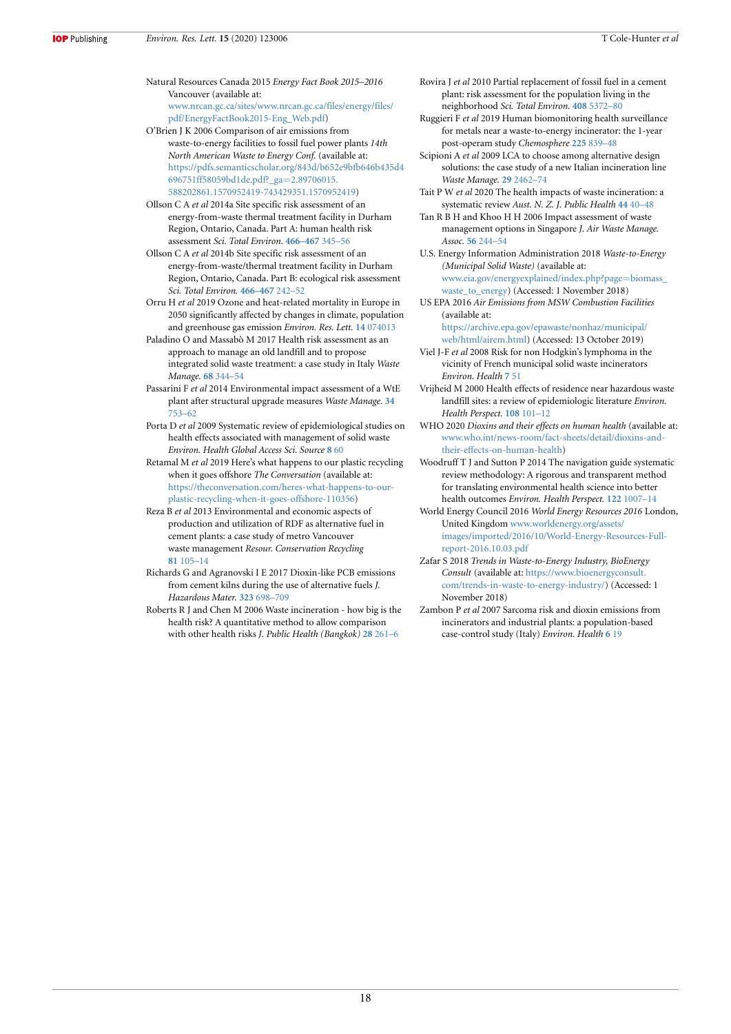Natural Resources Canada 2015 *Energy Fact Book 2015–2016* Vancouver (available at: www.nrcan.gc.ca/sites/www.nrcan.gc.ca/files/energy/files/pdf/EnergyFactBook2015-Eng_Web.pdf)

O'Brien J K 2006 Comparison of air emissions from waste-to-energy facilities to fossil fuel power plants *14th North American Waste to Energy Conf.* (available at: https://pdfs.semanticscholar.org/843d/b652e9bfb646b435d4696751ff58059bd1de.pdf?_ga=2.89706015.588202861.1570952419-743429351.1570952419)

Ollson C A *et al* 2014a Site specific risk assessment of an energy-from-waste thermal treatment facility in Durham Region, Ontario, Canada. Part A: human health risk assessment *Sci. Total Environ.* **466–467** 345–56

Ollson C A *et al* 2014b Site specific risk assessment of an energy-from-waste/thermal treatment facility in Durham Region, Ontario, Canada. Part B: ecological risk assessment *Sci. Total Environ.* **466–467** 242–52

Orru H *et al* 2019 Ozone and heat-related mortality in Europe in 2050 significantly affected by changes in climate, population and greenhouse gas emission *Environ. Res. Lett.* **14** 074013

Paladino O and Massabò M 2017 Health risk assessment as an approach to manage an old landfill and to propose integrated solid waste treatment: a case study in Italy *Waste Manage.* **68** 344–54

Passarini F *et al* 2014 Environmental impact assessment of a WtE plant after structural upgrade measures *Waste Manage.* **34** 753–62

Porta D *et al* 2009 Systematic review of epidemiological studies on health effects associated with management of solid waste *Environ. Health Global Access Sci. Source* **8** 60

Retamal M *et al* 2019 Here's what happens to our plastic recycling when it goes offshore *The Conversation* (available at: https://theconversation.com/heres-what-happens-to-our-plastic-recycling-when-it-goes-offshore-110356)

Reza B *et al* 2013 Environmental and economic aspects of production and utilization of RDF as alternative fuel in cement plants: a case study of metro Vancouver waste management *Resour. Conservation Recycling* **81** 105–14

Richards G and Agranovski I E 2017 Dioxin-like PCB emissions from cement kilns during the use of alternative fuels *J. Hazardous Mater.* **323** 698–709

Roberts R J and Chen M 2006 Waste incineration - how big is the health risk? A quantitative method to allow comparison with other health risks *J. Public Health (Bangkok)* **28** 261–6

Rovira J *et al* 2010 Partial replacement of fossil fuel in a cement plant: risk assessment for the population living in the neighborhood *Sci. Total Environ.* **408** 5372–80

Ruggieri F *et al* 2019 Human biomonitoring health surveillance for metals near a waste-to-energy incinerator: the 1-year post-operam study *Chemosphere* **225** 839–48

Scipioni A *et al* 2009 LCA to choose among alternative design solutions: the case study of a new Italian incineration line *Waste Manage.* **29** 2462–74

Tait P W *et al* 2020 The health impacts of waste incineration: a systematic review *Aust. N. Z. J. Public Health* **44** 40–48

Tan R B H and Khoo H H 2006 Impact assessment of waste management options in Singapore *J. Air Waste Manage. Assoc.* **56** 244–54

U.S. Energy Information Administration 2018 *Waste-to-Energy (Municipal Solid Waste)* (available at: www.eia.gov/energyexplained/index.php?page=biomass_waste_to_energy) (Accessed: 1 November 2018)

US EPA 2016 *Air Emissions from MSW Combustion Facilities* (available at: https://archive.epa.gov/epawaste/nonhaz/municipal/web/html/airem.html) (Accessed: 13 October 2019)

Viel J-F *et al* 2008 Risk for non Hodgkin's lymphoma in the vicinity of French municipal solid waste incinerators *Environ. Health* **7** 51

Vrijheid M 2000 Health effects of residence near hazardous waste landfill sites: a review of epidemiologic literature *Environ. Health Perspect.* **108** 101–12

WHO 2020 *Dioxins and their effects on human health* (available at: www.who.int/news-room/fact-sheets/detail/dioxins-and-their-effects-on-human-health)

Woodruff T J and Sutton P 2014 The navigation guide systematic review methodology: A rigorous and transparent method for translating environmental health science into better health outcomes *Environ. Health Perspect.* **122** 1007–14

World Energy Council 2016 *World Energy Resources 2016* London, United Kingdom www.worldenergy.org/assets/images/imported/2016/10/World-Energy-Resources-Full-report-2016.10.03.pdf

Zafar S 2018 *Trends in Waste-to-Energy Industry, BioEnergy Consult* (available at: https://www.bioenergyconsult.com/trends-in-waste-to-energy-industry/) (Accessed: 1 November 2018)

Zambon P *et al* 2007 Sarcoma risk and dioxin emissions from incinerators and industrial plants: a population-based case-control study (Italy) *Environ. Health* **6** 19